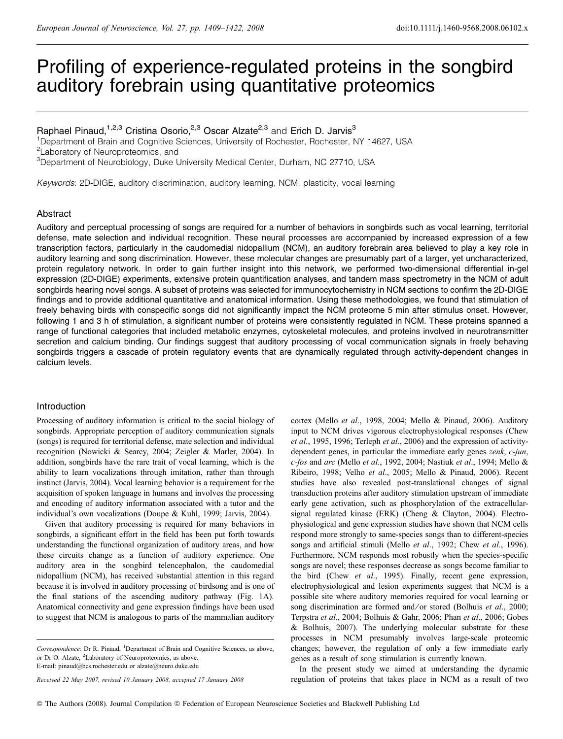# Profiling of experience-regulated proteins in the songbird auditory forebrain using quantitative proteomics

Raphael Pinaud,[1,2,3] Cristina Osorio,[2,3] Oscar Alzate[2,3] and Erich D. Jarvis[3]

[1]Department of Brain and Cognitive Sciences, University of Rochester, Rochester, NY 14627, USA
[2]Laboratory of Neuroproteomics, and
[3]Department of Neurobiology, Duke University Medical Center, Durham, NC 27710, USA

*Keywords*: 2D-DIGE, auditory discrimination, auditory learning, NCM, plasticity, vocal learning

## Abstract

Auditory and perceptual processing of songs are required for a number of behaviors in songbirds such as vocal learning, territorial defense, mate selection and individual recognition. These neural processes are accompanied by increased expression of a few transcription factors, particularly in the caudomedial nidopallium (NCM), an auditory forebrain area believed to play a key role in auditory learning and song discrimination. However, these molecular changes are presumably part of a larger, yet uncharacterized, protein regulatory network. In order to gain further insight into this network, we performed two-dimensional differential in-gel expression (2D-DIGE) experiments, extensive protein quantification analyses, and tandem mass spectrometry in the NCM of adult songbirds hearing novel songs. A subset of proteins was selected for immunocytochemistry in NCM sections to confirm the 2D-DIGE findings and to provide additional quantitative and anatomical information. Using these methodologies, we found that stimulation of freely behaving birds with conspecific songs did not significantly impact the NCM proteome 5 min after stimulus onset. However, following 1 and 3 h of stimulation, a significant number of proteins were consistently regulated in NCM. These proteins spanned a range of functional categories that included metabolic enzymes, cytoskeletal molecules, and proteins involved in neurotransmitter secretion and calcium binding. Our findings suggest that auditory processing of vocal communication signals in freely behaving songbirds triggers a cascade of protein regulatory events that are dynamically regulated through activity-dependent changes in calcium levels.

## Introduction

Processing of auditory information is critical to the social biology of songbirds. Appropriate perception of auditory communication signals (songs) is required for territorial defense, mate selection and individual recognition (Nowicki & Searcy, 2004; Zeigler & Marler, 2004). In addition, songbirds have the rare trait of vocal learning, which is the ability to learn vocalizations through imitation, rather than through instinct (Jarvis, 2004). Vocal learning behavior is a requirement for the acquisition of spoken language in humans and involves the processing and encoding of auditory information associated with a tutor and the individual's own vocalizations (Doupe & Kuhl, 1999; Jarvis, 2004).

Given that auditory processing is required for many behaviors in songbirds, a significant effort in the field has been put forth towards understanding the functional organization of auditory areas, and how these circuits change as a function of auditory experience. One auditory area in the songbird telencephalon, the caudomedial nidopallium (NCM), has received substantial attention in this regard because it is involved in auditory processing of birdsong and is one of the final stations of the ascending auditory pathway (Fig. 1A). Anatomical connectivity and gene expression findings have been used to suggest that NCM is analogous to parts of the mammalian auditory cortex (Mello *et al*., 1998, 2004; Mello & Pinaud, 2006). Auditory input to NCM drives vigorous electrophysiological responses (Chew *et al*., 1995, 1996; Terleph *et al*., 2006) and the expression of activity-dependent genes, in particular the immediate early genes *zenk*, *c-jun*, *c-fos* and *arc* (Mello *et al*., 1992, 2004; Nastiuk *et al*., 1994; Mello & Ribeiro, 1998; Velho *et al*., 2005; Mello & Pinaud, 2006). Recent studies have also revealed post-translational changes of signal transduction proteins after auditory stimulation upstream of immediate early gene activation, such as phosphorylation of the extracellular-signal regulated kinase (ERK) (Cheng & Clayton, 2004). Electrophysiological and gene expression studies have shown that NCM cells respond more strongly to same-species songs than to different-species songs and artificial stimuli (Mello *et al*., 1992; Chew *et al*., 1996). Furthermore, NCM responds most robustly when the species-specific songs are novel; these responses decrease as songs become familiar to the bird (Chew *et al*., 1995). Finally, recent gene expression, electrophysiological and lesion experiments suggest that NCM is a possible site where auditory memories required for vocal learning or song discrimination are formed and/or stored (Bolhuis *et al*., 2000; Terpstra *et al*., 2004; Bolhuis & Gahr, 2006; Phan *et al*., 2006; Gobes & Bolhuis, 2007). The underlying molecular substrate for these processes in NCM presumably involves large-scale proteomic changes; however, the regulation of only a few immediate early genes as a result of song stimulation is currently known.

In the present study we aimed at understanding the dynamic regulation of proteins that takes place in NCM as a result of two

---

*Correspondence*: Dr R. Pinaud, [1]Department of Brain and Cognitive Sciences, as above, or Dr O. Alzate, [2]Laboratory of Neuroproteomics, as above.
E-mail: pinaud@bcs.rochester.edu or alzate@neuro.duke.edu

*Received 22 May 2007, revised 10 January 2008, accepted 17 January 2008*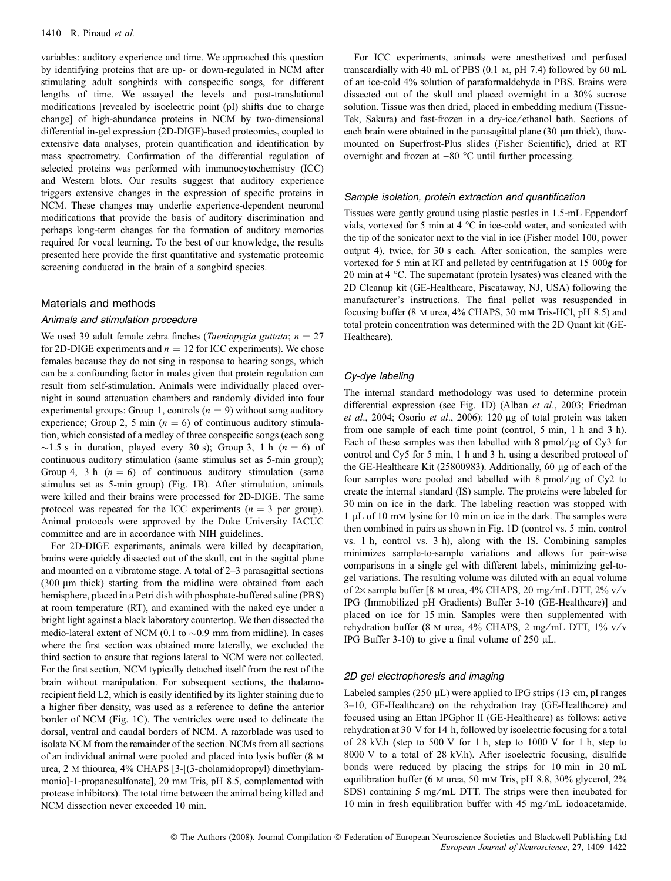variables: auditory experience and time. We approached this question by identifying proteins that are up- or down-regulated in NCM after stimulating adult songbirds with conspecific songs, for different lengths of time. We assayed the levels and post-translational modifications [revealed by isoelectric point (pI) shifts due to charge change] of high-abundance proteins in NCM by two-dimensional differential in-gel expression (2D-DIGE)-based proteomics, coupled to extensive data analyses, protein quantification and identification by mass spectrometry. Confirmation of the differential regulation of selected proteins was performed with immunocytochemistry (ICC) and Western blots. Our results suggest that auditory experience triggers extensive changes in the expression of specific proteins in NCM. These changes may underlie experience-dependent neuronal modifications that provide the basis of auditory discrimination and perhaps long-term changes for the formation of auditory memories required for vocal learning. To the best of our knowledge, the results presented here provide the first quantitative and systematic proteomic screening conducted in the brain of a songbird species.

## Materials and methods

### Animals and stimulation procedure

We used 39 adult female zebra finches (*Taeniopygia guttata*; $n = 27$ for 2D-DIGE experiments and $n = 12$ for ICC experiments). We chose females because they do not sing in response to hearing songs, which can be a confounding factor in males given that protein regulation can result from self-stimulation. Animals were individually placed overnight in sound attenuation chambers and randomly divided into four experimental groups: Group 1, controls ($n = 9$) without song auditory experience; Group 2, 5 min ($n = 6$) of continuous auditory stimulation, which consisted of a medley of three conspecific songs (each song ~1.5 s in duration, played every 30 s); Group 3, 1 h ($n = 6$) of continuous auditory stimulation (same stimulus set as 5-min group); Group 4, 3 h ($n = 6$) of continuous auditory stimulation (same stimulus set as 5-min group) (Fig. 1B). After stimulation, animals were killed and their brains were processed for 2D-DIGE. The same protocol was repeated for the ICC experiments ($n = 3$ per group). Animal protocols were approved by the Duke University IACUC committee and are in accordance with NIH guidelines.

For 2D-DIGE experiments, animals were killed by decapitation, brains were quickly dissected out of the skull, cut in the sagittal plane and mounted on a vibratome stage. A total of 2–3 parasagittal sections (300 μm thick) starting from the midline were obtained from each hemisphere, placed in a Petri dish with phosphate-buffered saline (PBS) at room temperature (RT), and examined with the naked eye under a bright light against a black laboratory countertop. We then dissected the medio-lateral extent of NCM (0.1 to ~0.9 mm from midline). In cases where the first section was obtained more laterally, we excluded the third section to ensure that regions lateral to NCM were not collected. For the first section, NCM typically detached itself from the rest of the brain without manipulation. For subsequent sections, the thalamo-recipient field L2, which is easily identified by its lighter staining due to a higher fiber density, was used as a reference to define the anterior border of NCM (Fig. 1C). The ventricles were used to delineate the dorsal, ventral and caudal borders of NCM. A razorblade was used to isolate NCM from the remainder of the section. NCMs from all sections of an individual animal were pooled and placed into lysis buffer (8 M urea, 2 M thiourea, 4% CHAPS [3-[(3-cholamidopropyl) dimethylammonio]-1-propanesulfonate], 20 mM Tris, pH 8.5, complemented with protease inhibitors). The total time between the animal being killed and NCM dissection never exceeded 10 min.

For ICC experiments, animals were anesthetized and perfused transcardially with 40 mL of PBS (0.1 M, pH 7.4) followed by 60 mL of an ice-cold 4% solution of paraformaldehyde in PBS. Brains were dissected out of the skull and placed overnight in a 30% sucrose solution. Tissue was then dried, placed in embedding medium (Tissue-Tek, Sakura) and fast-frozen in a dry-ice/ethanol bath. Sections of each brain were obtained in the parasagittal plane (30 μm thick), thaw-mounted on Superfrost-Plus slides (Fisher Scientific), dried at RT overnight and frozen at −80 °C until further processing.

### Sample isolation, protein extraction and quantification

Tissues were gently ground using plastic pestles in 1.5-mL Eppendorf vials, vortexed for 5 min at 4 °C in ice-cold water, and sonicated with the tip of the sonicator next to the vial in ice (Fisher model 100, power output 4), twice, for 30 s each. After sonication, the samples were vortexed for 5 min at RT and pelleted by centrifugation at 15 000***g*** for 20 min at 4 °C. The supernatant (protein lysates) was cleaned with the 2D Cleanup kit (GE-Healthcare, Piscataway, NJ, USA) following the manufacturer's instructions. The final pellet was resuspended in focusing buffer (8 M urea, 4% CHAPS, 30 mM Tris-HCl, pH 8.5) and total protein concentration was determined with the 2D Quant kit (GE-Healthcare).

### Cy-dye labeling

The internal standard methodology was used to determine protein differential expression (see Fig. 1D) (Alban *et al*., 2003; Friedman *et al*., 2004; Osorio *et al*., 2006): 120 μg of total protein was taken from one sample of each time point (control, 5 min, 1 h and 3 h). Each of these samples was then labelled with 8 pmol/μg of Cy3 for control and Cy5 for 5 min, 1 h and 3 h, using a described protocol of the GE-Healthcare Kit (25800983). Additionally, 60 μg of each of the four samples were pooled and labelled with 8 pmol/μg of Cy2 to create the internal standard (IS) sample. The proteins were labeled for 30 min on ice in the dark. The labeling reaction was stopped with 1 μL of 10 mM lysine for 10 min on ice in the dark. The samples were then combined in pairs as shown in Fig. 1D (control vs. 5 min, control vs. 1 h, control vs. 3 h), along with the IS. Combining samples minimizes sample-to-sample variations and allows for pair-wise comparisons in a single gel with different labels, minimizing gel-to-gel variations. The resulting volume was diluted with an equal volume of 2× sample buffer [8 M urea, 4% CHAPS, 20 mg/mL DTT, 2% v/v IPG (Immobilized pH Gradients) Buffer 3-10 (GE-Healthcare)] and placed on ice for 15 min. Samples were then supplemented with rehydration buffer (8 M urea, 4% CHAPS, 2 mg/mL DTT, 1% v/v IPG Buffer 3-10) to give a final volume of 250 μL.

### 2D gel electrophoresis and imaging

Labeled samples (250 μL) were applied to IPG strips (13 cm, pI ranges 3–10, GE-Healthcare) on the rehydration tray (GE-Healthcare) and focused using an Ettan IPGphor II (GE-Healthcare) as follows: active rehydration at 30 V for 14 h, followed by isoelectric focusing for a total of 28 kV.h (step to 500 V for 1 h, step to 1000 V for 1 h, step to 8000 V to a total of 28 kV.h). After isoelectric focusing, disulfide bonds were reduced by placing the strips for 10 min in 20 mL equilibration buffer (6 M urea, 50 mM Tris, pH 8.8, 30% glycerol, 2% SDS) containing 5 mg/mL DTT. The strips were then incubated for 10 min in fresh equilibration buffer with 45 mg/mL iodoacetamide.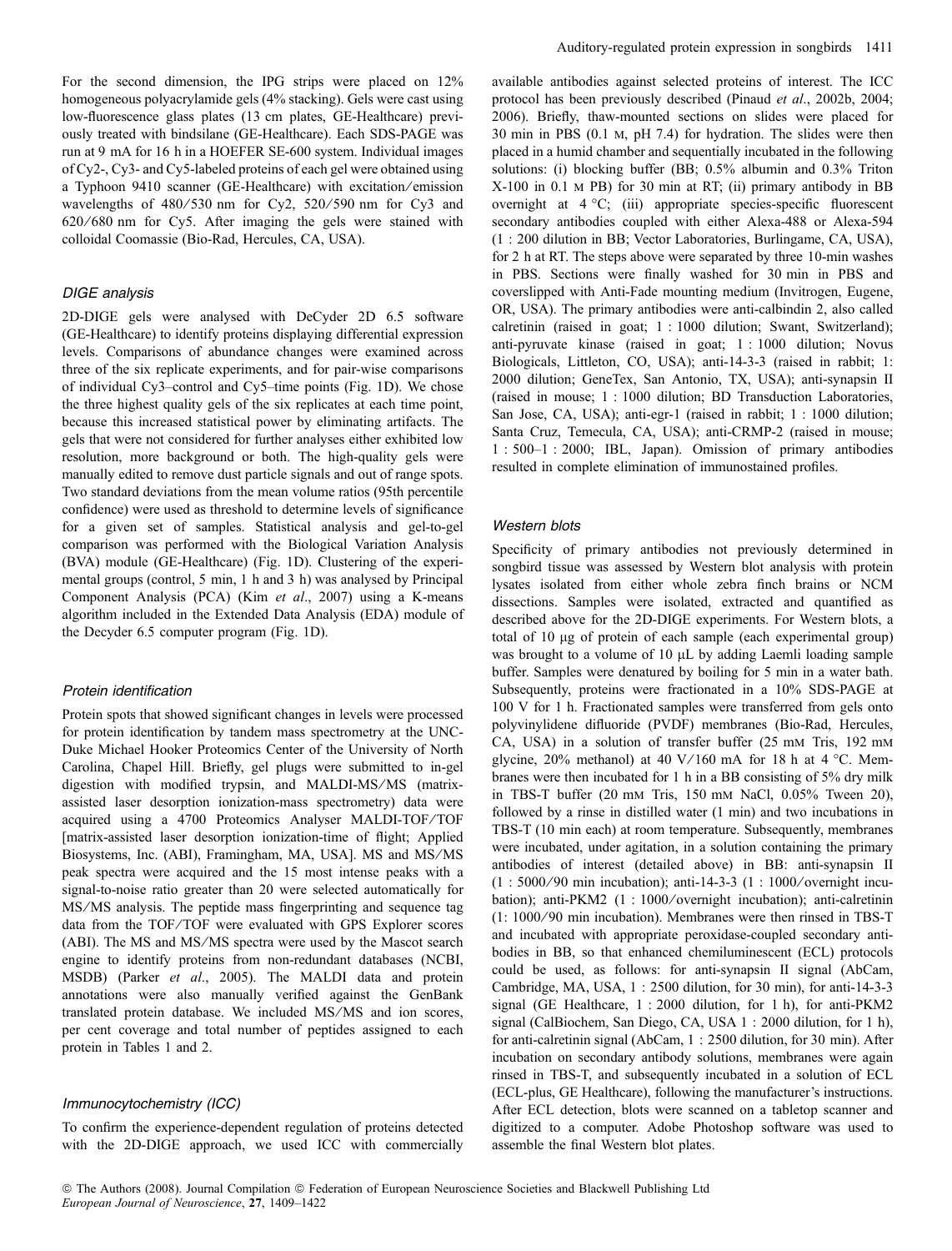For the second dimension, the IPG strips were placed on 12% homogeneous polyacrylamide gels (4% stacking). Gels were cast using low-fluorescence glass plates (13 cm plates, GE-Healthcare) previously treated with bindsilane (GE-Healthcare). Each SDS-PAGE was run at 9 mA for 16 h in a HOEFER SE-600 system. Individual images of Cy2-, Cy3- and Cy5-labeled proteins of each gel were obtained using a Typhoon 9410 scanner (GE-Healthcare) with excitation/emission wavelengths of 480/530 nm for Cy2, 520/590 nm for Cy3 and 620/680 nm for Cy5. After imaging the gels were stained with colloidal Coomassie (Bio-Rad, Hercules, CA, USA).

### *DIGE analysis*

2D-DIGE gels were analysed with DeCyder 2D 6.5 software (GE-Healthcare) to identify proteins displaying differential expression levels. Comparisons of abundance changes were examined across three of the six replicate experiments, and for pair-wise comparisons of individual Cy3–control and Cy5–time points (Fig. 1D). We chose the three highest quality gels of the six replicates at each time point, because this increased statistical power by eliminating artifacts. The gels that were not considered for further analyses either exhibited low resolution, more background or both. The high-quality gels were manually edited to remove dust particle signals and out of range spots. Two standard deviations from the mean volume ratios (95th percentile confidence) were used as threshold to determine levels of significance for a given set of samples. Statistical analysis and gel-to-gel comparison was performed with the Biological Variation Analysis (BVA) module (GE-Healthcare) (Fig. 1D). Clustering of the experimental groups (control, 5 min, 1 h and 3 h) was analysed by Principal Component Analysis (PCA) (Kim *et al*., 2007) using a K-means algorithm included in the Extended Data Analysis (EDA) module of the Decyder 6.5 computer program (Fig. 1D).

### *Protein identification*

Protein spots that showed significant changes in levels were processed for protein identification by tandem mass spectrometry at the UNC-Duke Michael Hooker Proteomics Center of the University of North Carolina, Chapel Hill. Briefly, gel plugs were submitted to in-gel digestion with modified trypsin, and MALDI-MS/MS (matrix-assisted laser desorption ionization-mass spectrometry) data were acquired using a 4700 Proteomics Analyser MALDI-TOF/TOF [matrix-assisted laser desorption ionization-time of flight; Applied Biosystems, Inc. (ABI), Framingham, MA, USA]. MS and MS/MS peak spectra were acquired and the 15 most intense peaks with a signal-to-noise ratio greater than 20 were selected automatically for MS/MS analysis. The peptide mass fingerprinting and sequence tag data from the TOF/TOF were evaluated with GPS Explorer scores (ABI). The MS and MS/MS spectra were used by the Mascot search engine to identify proteins from non-redundant databases (NCBI, MSDB) (Parker *et al*., 2005). The MALDI data and protein annotations were also manually verified against the GenBank translated protein database. We included MS/MS and ion scores, per cent coverage and total number of peptides assigned to each protein in Tables 1 and 2.

### *Immunocytochemistry (ICC)*

To confirm the experience-dependent regulation of proteins detected with the 2D-DIGE approach, we used ICC with commercially available antibodies against selected proteins of interest. The ICC protocol has been previously described (Pinaud *et al*., 2002b, 2004; 2006). Briefly, thaw-mounted sections on slides were placed for 30 min in PBS (0.1 M, pH 7.4) for hydration. The slides were then placed in a humid chamber and sequentially incubated in the following solutions: (i) blocking buffer (BB; 0.5% albumin and 0.3% Triton X-100 in 0.1 M PB) for 30 min at RT; (ii) primary antibody in BB overnight at 4 °C; (iii) appropriate species-specific fluorescent secondary antibodies coupled with either Alexa-488 or Alexa-594 (1 : 200 dilution in BB; Vector Laboratories, Burlingame, CA, USA), for 2 h at RT. The steps above were separated by three 10-min washes in PBS. Sections were finally washed for 30 min in PBS and coverslipped with Anti-Fade mounting medium (Invitrogen, Eugene, OR, USA). The primary antibodies were anti-calbindin 2, also called calretinin (raised in goat; 1 : 1000 dilution; Swant, Switzerland); anti-pyruvate kinase (raised in goat; 1 : 1000 dilution; Novus Biologicals, Littleton, CO, USA); anti-14-3-3 (raised in rabbit; 1: 2000 dilution; GeneTex, San Antonio, TX, USA); anti-synapsin II (raised in mouse; 1 : 1000 dilution; BD Transduction Laboratories, San Jose, CA, USA); anti-egr-1 (raised in rabbit; 1 : 1000 dilution; Santa Cruz, Temecula, CA, USA); anti-CRMP-2 (raised in mouse; 1 : 500–1 : 2000; IBL, Japan). Omission of primary antibodies resulted in complete elimination of immunostained profiles.

### *Western blots*

Specificity of primary antibodies not previously determined in songbird tissue was assessed by Western blot analysis with protein lysates isolated from either whole zebra finch brains or NCM dissections. Samples were isolated, extracted and quantified as described above for the 2D-DIGE experiments. For Western blots, a total of 10 μg of protein of each sample (each experimental group) was brought to a volume of 10 μL by adding Laemli loading sample buffer. Samples were denatured by boiling for 5 min in a water bath. Subsequently, proteins were fractionated in a 10% SDS-PAGE at 100 V for 1 h. Fractionated samples were transferred from gels onto polyvinylidene difluoride (PVDF) membranes (Bio-Rad, Hercules, CA, USA) in a solution of transfer buffer (25 mM Tris, 192 mM glycine, 20% methanol) at 40 V/160 mA for 18 h at 4 °C. Membranes were then incubated for 1 h in a BB consisting of 5% dry milk in TBS-T buffer (20 mM Tris, 150 mM NaCl, 0.05% Tween 20), followed by a rinse in distilled water (1 min) and two incubations in TBS-T (10 min each) at room temperature. Subsequently, membranes were incubated, under agitation, in a solution containing the primary antibodies of interest (detailed above) in BB: anti-synapsin II (1 : 5000/90 min incubation); anti-14-3-3 (1 : 1000/overnight incubation); anti-PKM2 (1 : 1000/overnight incubation); anti-calretinin (1: 1000/90 min incubation). Membranes were then rinsed in TBS-T and incubated with appropriate peroxidase-coupled secondary antibodies in BB, so that enhanced chemiluminescent (ECL) protocols could be used, as follows: for anti-synapsin II signal (AbCam, Cambridge, MA, USA, 1 : 2500 dilution, for 30 min), for anti-14-3-3 signal (GE Healthcare, 1 : 2000 dilution, for 1 h), for anti-PKM2 signal (CalBiochem, San Diego, CA, USA 1 : 2000 dilution, for 1 h), for anti-calretinin signal (AbCam, 1 : 2500 dilution, for 30 min). After incubation on secondary antibody solutions, membranes were again rinsed in TBS-T, and subsequently incubated in a solution of ECL (ECL-plus, GE Healthcare), following the manufacturer's instructions. After ECL detection, blots were scanned on a tabletop scanner and digitized to a computer. Adobe Photoshop software was used to assemble the final Western blot plates.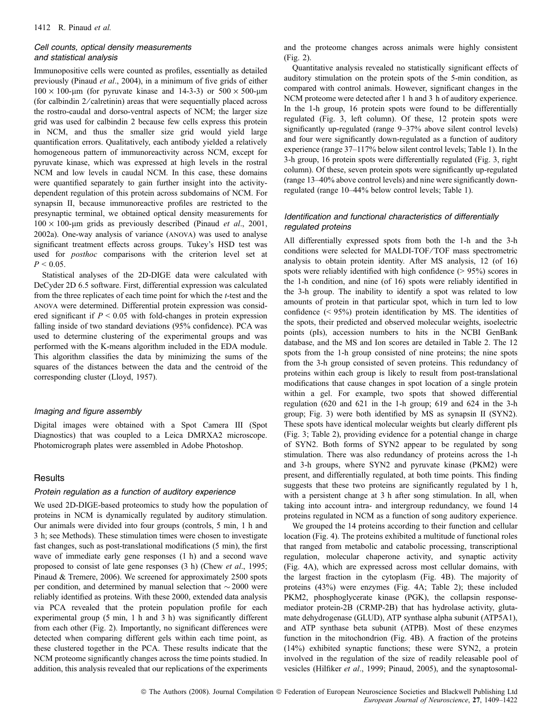### Cell counts, optical density measurements and statistical analysis

Immunopositive cells were counted as profiles, essentially as detailed previously (Pinaud *et al*., 2004), in a minimum of five grids of either $100 \times 100$-μm (for pyruvate kinase and 14-3-3) or $500 \times 500$-μm (for calbindin 2/calretinin) areas that were sequentially placed across the rostro-caudal and dorso-ventral aspects of NCM; the larger size grid was used for calbindin 2 because few cells express this protein in NCM, and thus the smaller size grid would yield large quantification errors. Qualitatively, each antibody yielded a relatively homogeneous pattern of immunoreactivity across NCM, except for pyruvate kinase, which was expressed at high levels in the rostral NCM and low levels in caudal NCM. In this case, these domains were quantified separately to gain further insight into the activity-dependent regulation of this protein across subdomains of NCM. For synapsin II, because immunoreactive profiles are restricted to the presynaptic terminal, we obtained optical density measurements for $100 \times 100$-μm grids as previously described (Pinaud *et al*., 2001, 2002a). One-way analysis of variance (ANOVA) was used to analyse significant treatment effects across groups. Tukey's HSD test was used for *posthoc* comparisons with the criterion level set at $P < 0.05$.

Statistical analyses of the 2D-DIGE data were calculated with DeCyder 2D 6.5 software. First, differential expression was calculated from the three replicates of each time point for which the *t*-test and the ANOVA were determined. Differential protein expression was considered significant if $P < 0.05$ with fold-changes in protein expression falling inside of two standard deviations (95% confidence). PCA was used to determine clustering of the experimental groups and was performed with the K-means algorithm included in the EDA module. This algorithm classifies the data by minimizing the sums of the squares of the distances between the data and the centroid of the corresponding cluster (Lloyd, 1957).

### Imaging and figure assembly

Digital images were obtained with a Spot Camera III (Spot Diagnostics) that was coupled to a Leica DMRXA2 microscope. Photomicrograph plates were assembled in Adobe Photoshop.

## Results

### Protein regulation as a function of auditory experience

We used 2D-DIGE-based proteomics to study how the population of proteins in NCM is dynamically regulated by auditory stimulation. Our animals were divided into four groups (controls, 5 min, 1 h and 3 h; see Methods). These stimulation times were chosen to investigate fast changes, such as post-translational modifications (5 min), the first wave of immediate early gene responses (1 h) and a second wave proposed to consist of late gene responses (3 h) (Chew *et al*., 1995; Pinaud & Tremere, 2006). We screened for approximately 2500 spots per condition, and determined by manual selection that ~2000 were reliably identified as proteins. With these 2000, extended data analysis via PCA revealed that the protein population profile for each experimental group (5 min, 1 h and 3 h) was significantly different from each other (Fig. 2). Importantly, no significant differences were detected when comparing different gels within each time point, as these clustered together in the PCA. These results indicate that the NCM proteome significantly changes across the time points studied. In addition, this analysis revealed that our replications of the experiments and the proteome changes across animals were highly consistent (Fig. 2).

Quantitative analysis revealed no statistically significant effects of auditory stimulation on the protein spots of the 5-min condition, as compared with control animals. However, significant changes in the NCM proteome were detected after 1 h and 3 h of auditory experience. In the 1-h group, 16 protein spots were found to be differentially regulated (Fig. 3, left column). Of these, 12 protein spots were significantly up-regulated (range 9–37% above silent control levels) and four were significantly down-regulated as a function of auditory experience (range 37–117% below silent control levels; Table 1). In the 3-h group, 16 protein spots were differentially regulated (Fig. 3, right column). Of these, seven protein spots were significantly up-regulated (range 13–40% above control levels) and nine were significantly down-regulated (range 10–44% below control levels; Table 1).

### Identification and functional characteristics of differentially regulated proteins

All differentially expressed spots from both the 1-h and the 3-h conditions were selected for MALDI-TOF/TOF mass spectrometric analysis to obtain protein identity. After MS analysis, 12 (of 16) spots were reliably identified with high confidence (> 95%) scores in the 1-h condition, and nine (of 16) spots were reliably identified in the 3-h group. The inability to identify a spot was related to low amounts of protein in that particular spot, which in turn led to low confidence (< 95%) protein identification by MS. The identities of the spots, their predicted and observed molecular weights, isoelectric points (pIs), accession numbers to hits in the NCBI GenBank database, and the MS and Ion scores are detailed in Table 2. The 12 spots from the 1-h group consisted of nine proteins; the nine spots from the 3-h group consisted of seven proteins. This redundancy of proteins within each group is likely to result from post-translational modifications that cause changes in spot location of a single protein within a gel. For example, two spots that showed differential regulation (620 and 621 in the 1-h group; 619 and 624 in the 3-h group; Fig. 3) were both identified by MS as synapsin II (SYN2). These spots have identical molecular weights but clearly different pIs (Fig. 3; Table 2), providing evidence for a potential change in charge of SYN2. Both forms of SYN2 appear to be regulated by song stimulation. There was also redundancy of proteins across the 1-h and 3-h groups, where SYN2 and pyruvate kinase (PKM2) were present, and differentially regulated, at both time points. This finding suggests that these two proteins are significantly regulated by 1 h, with a persistent change at 3 h after song stimulation. In all, when taking into account intra- and intergroup redundancy, we found 14 proteins regulated in NCM as a function of song auditory experience.

We grouped the 14 proteins according to their function and cellular location (Fig. 4). The proteins exhibited a multitude of functional roles that ranged from metabolic and catabolic processing, transcriptional regulation, molecular chaperone activity, and synaptic activity (Fig. 4A), which are expressed across most cellular domains, with the largest fraction in the cytoplasm (Fig. 4B). The majority of proteins (43%) were enzymes (Fig. 4A; Table 2); these included PKM2, phosphoglycerate kinase (PGK), the collapsin response-mediator protein-2B (CRMP-2B) that has hydrolase activity, glutamate dehydrogenase (GLUD), ATP synthase alpha subunit (ATP5A1), and ATP synthase beta subunit (ATPB). Most of these enzymes function in the mitochondrion (Fig. 4B). A fraction of the proteins (14%) exhibited synaptic functions; these were SYN2, a protein involved in the regulation of the size of readily releasable pool of vesicles (Hilfiker *et al*., 1999; Pinaud, 2005), and the synaptosomal-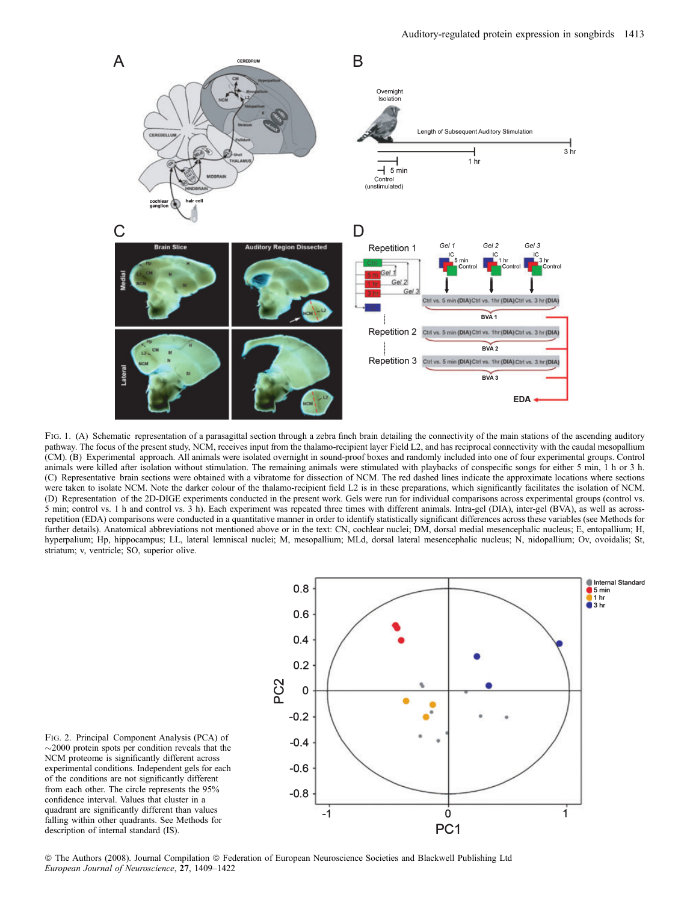FIG. 1. (A) Schematic representation of a parasagittal section through a zebra finch brain detailing the connectivity of the main stations of the ascending auditory pathway. The focus of the present study, NCM, receives input from the thalamo-recipient layer Field L2, and has reciprocal connectivity with the caudal mesopallium (CM). (B) Experimental approach. All animals were isolated overnight in sound-proof boxes and randomly included into one of four experimental groups. Control animals were killed after isolation without stimulation. The remaining animals were stimulated with playbacks of conspecific songs for either 5 min, 1 h or 3 h. (C) Representative brain sections were obtained with a vibratome for dissection of NCM. The red dashed lines indicate the approximate locations where sections were taken to isolate NCM. Note the darker colour of the thalamo-recipient field L2 is in these preparations, which significantly facilitates the isolation of NCM. (D) Representation of the 2D-DIGE experiments conducted in the present work. Gels were run for individual comparisons across experimental groups (control vs. 5 min; control vs. 1 h and control vs. 3 h). Each experiment was repeated three times with different animals. Intra-gel (DIA), inter-gel (BVA), as well as across-repetition (EDA) comparisons were conducted in a quantitative manner in order to identify statistically significant differences across these variables (see Methods for further details). Anatomical abbreviations not mentioned above or in the text: CN, cochlear nuclei; DM, dorsal medial mesencephalic nucleus; E, entopallium; H, hyperpalium; Hp, hippocampus; LL, lateral lemniscal nuclei; M, mesopallium; MLd, dorsal lateral mesencephalic nucleus; N, nidopallium; Ov, ovoidalis; St, striatum; v, ventricle; SO, superior olive.

FIG. 2. Principal Component Analysis (PCA) of ~2000 protein spots per condition reveals that the NCM proteome is significantly different across experimental conditions. Independent gels for each of the conditions are not significantly different from each other. The circle represents the 95% confidence interval. Values that cluster in a quadrant are significantly different than values falling within other quadrants. See Methods for description of internal standard (IS).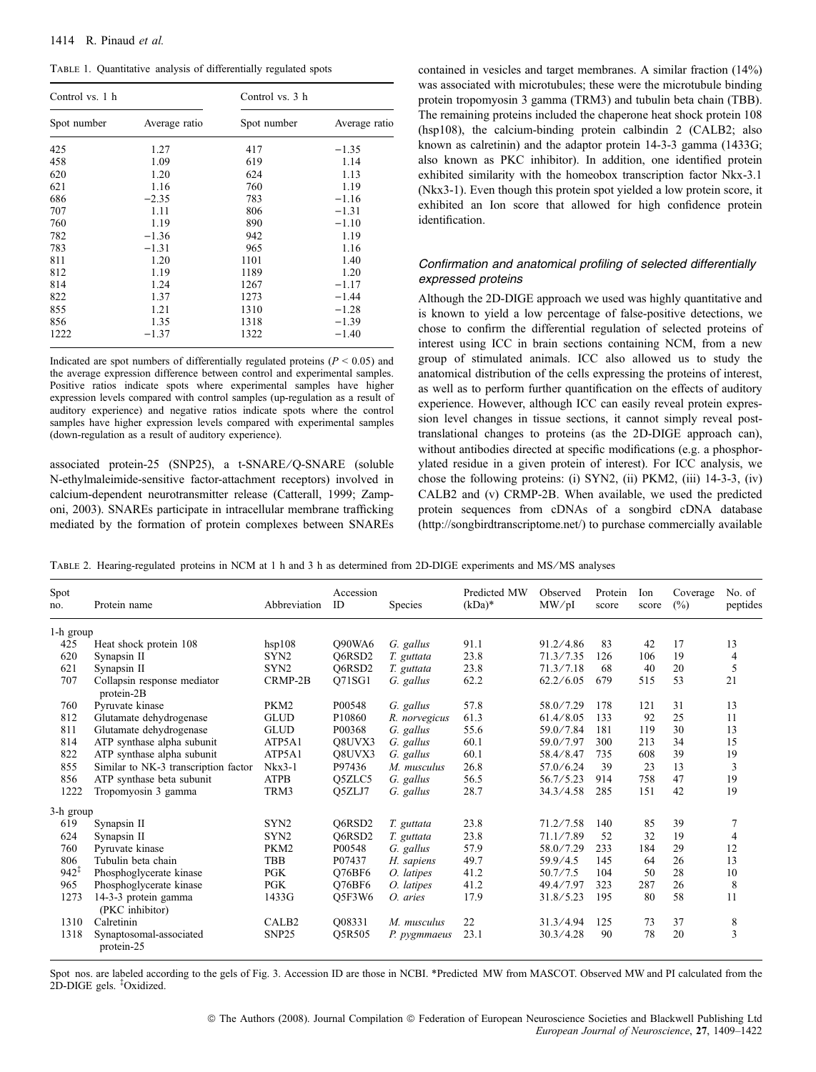TABLE 1. Quantitative analysis of differentially regulated spots

| Control vs. 1 h | | Control vs. 3 h | |
|---|---|---|---|
| Spot number | Average ratio | Spot number | Average ratio |
| 425 | 1.27 | 417 | −1.35 |
| 458 | 1.09 | 619 | 1.14 |
| 620 | 1.20 | 624 | 1.13 |
| 621 | 1.16 | 760 | 1.19 |
| 686 | −2.35 | 783 | −1.16 |
| 707 | 1.11 | 806 | −1.31 |
| 760 | 1.19 | 890 | −1.10 |
| 782 | −1.36 | 942 | 1.19 |
| 783 | −1.31 | 965 | 1.16 |
| 811 | 1.20 | 1101 | 1.40 |
| 812 | 1.19 | 1189 | 1.20 |
| 814 | 1.24 | 1267 | −1.17 |
| 822 | 1.37 | 1273 | −1.44 |
| 855 | 1.21 | 1310 | −1.28 |
| 856 | 1.35 | 1318 | −1.39 |
| 1222 | −1.37 | 1322 | −1.40 |

Indicated are spot numbers of differentially regulated proteins ($P < 0.05$) and the average expression difference between control and experimental samples. Positive ratios indicate spots where experimental samples have higher expression levels compared with control samples (up-regulation as a result of auditory experience) and negative ratios indicate spots where the control samples have higher expression levels compared with experimental samples (down-regulation as a result of auditory experience).

associated protein-25 (SNP25), a t-SNARE/Q-SNARE (soluble N-ethylmaleimide-sensitive factor-attachment receptors) involved in calcium-dependent neurotransmitter release (Catterall, 1999; Zamponi, 2003). SNAREs participate in intracellular membrane trafficking mediated by the formation of protein complexes between SNAREs contained in vesicles and target membranes. A similar fraction (14%) was associated with microtubules; these were the microtubule binding protein tropomyosin 3 gamma (TRM3) and tubulin beta chain (TBB). The remaining proteins included the chaperone heat shock protein 108 (hsp108), the calcium-binding protein calbindin 2 (CALB2; also known as calretinin) and the adaptor protein 14-3-3 gamma (1433G; also known as PKC inhibitor). In addition, one identified protein exhibited similarity with the homeobox transcription factor Nkx-3.1 (Nkx3-1). Even though this protein spot yielded a low protein score, it exhibited an Ion score that allowed for high confidence protein identification.

### *Confirmation and anatomical profiling of selected differentially expressed proteins*

Although the 2D-DIGE approach we used was highly quantitative and is known to yield a low percentage of false-positive detections, we chose to confirm the differential regulation of selected proteins of interest using ICC in brain sections containing NCM, from a new group of stimulated animals. ICC also allowed us to study the anatomical distribution of the cells expressing the proteins of interest, as well as to perform further quantification on the effects of auditory experience. However, although ICC can easily reveal protein expression level changes in tissue sections, it cannot simply reveal post-translational changes to proteins (as the 2D-DIGE approach can), without antibodies directed at specific modifications (e.g. a phosphorylated residue in a given protein of interest). For ICC analysis, we chose the following proteins: (i) SYN2, (ii) PKM2, (iii) 14-3-3, (iv) CALB2 and (v) CRMP-2B. When available, we used the predicted protein sequences from cDNAs of a songbird cDNA database (http://songbirdtranscriptome.net/) to purchase commercially available

TABLE 2. Hearing-regulated proteins in NCM at 1 h and 3 h as determined from 2D-DIGE experiments and MS/MS analyses

| Spot no. | Protein name | Abbreviation | Accession ID | Species | Predicted MW (kDa)* | Observed MW/pI | Protein score | Ion score | Coverage (%) | No. of peptides |
|---|---|---|---|---|---|---|---|---|---|---|
| 1-h group | | | | | | | | | | |
| 425 | Heat shock protein 108 | hsp108 | Q90WA6 | *G. gallus* | 91.1 | 91.2/4.86 | 83 | 42 | 17 | 13 |
| 620 | Synapsin II | SYN2 | Q6RSD2 | *T. guttata* | 23.8 | 71.3/7.35 | 126 | 106 | 19 | 4 |
| 621 | Synapsin II | SYN2 | Q6RSD2 | *T. guttata* | 23.8 | 71.3/7.18 | 68 | 40 | 20 | 5 |
| 707 | Collapsin response mediator protein-2B | CRMP-2B | Q71SG1 | *G. gallus* | 62.2 | 62.2/6.05 | 679 | 515 | 53 | 21 |
| 760 | Pyruvate kinase | PKM2 | P00548 | *G. gallus* | 57.8 | 58.0/7.29 | 178 | 121 | 31 | 13 |
| 812 | Glutamate dehydrogenase | GLUD | P10860 | *R. norvegicus* | 61.3 | 61.4/8.05 | 133 | 92 | 25 | 11 |
| 811 | Glutamate dehydrogenase | GLUD | P00368 | *G. gallus* | 55.6 | 59.0/7.84 | 181 | 119 | 30 | 13 |
| 814 | ATP synthase alpha subunit | ATP5A1 | Q8UVX3 | *G. gallus* | 60.1 | 59.0/7.97 | 300 | 213 | 34 | 15 |
| 822 | ATP synthase alpha subunit | ATP5A1 | Q8UVX3 | *G. gallus* | 60.1 | 58.4/8.47 | 735 | 608 | 39 | 19 |
| 855 | Similar to NK-3 transcription factor | Nkx3-1 | P97436 | *M. musculus* | 26.8 | 57.0/6.24 | 39 | 23 | 13 | 3 |
| 856 | ATP synthase beta subunit | ATPB | Q5ZLC5 | *G. gallus* | 56.5 | 56.7/5.23 | 914 | 758 | 47 | 19 |
| 1222 | Tropomyosin 3 gamma | TRM3 | Q5ZLJ7 | *G. gallus* | 28.7 | 34.3/4.58 | 285 | 151 | 42 | 19 |
| 3-h group | | | | | | | | | | |
| 619 | Synapsin II | SYN2 | Q6RSD2 | *T. guttata* | 23.8 | 71.2/7.58 | 140 | 85 | 39 | 7 |
| 624 | Synapsin II | SYN2 | Q6RSD2 | *T. guttata* | 23.8 | 71.1/7.89 | 52 | 32 | 19 | 4 |
| 760 | Pyruvate kinase | PKM2 | P00548 | *G. gallus* | 57.9 | 58.0/7.29 | 233 | 184 | 29 | 12 |
| 806 | Tubulin beta chain | TBB | P07437 | *H. sapiens* | 49.7 | 59.9/4.5 | 145 | 64 | 26 | 13 |
| 942[‡] | Phosphoglycerate kinase | PGK | Q76BF6 | *O. latipes* | 41.2 | 50.7/7.5 | 104 | 50 | 28 | 10 |
| 965 | Phosphoglycerate kinase | PGK | Q76BF6 | *O. latipes* | 41.2 | 49.4/7.97 | 323 | 287 | 26 | 8 |
| 1273 | 14-3-3 protein gamma (PKC inhibitor) | 1433G | Q5F3W6 | *O. aries* | 17.9 | 31.8/5.23 | 195 | 80 | 58 | 11 |
| 1310 | Calretinin | CALB2 | Q08331 | *M. musculus* | 22 | 31.3/4.94 | 125 | 73 | 37 | 8 |
| 1318 | Synaptosomal-associated protein-25 | SNP25 | Q5R505 | *P. pygmmaeus* | 23.1 | 30.3/4.28 | 90 | 78 | 20 | 3 |

Spot nos. are labeled according to the gels of Fig. 3. Accession ID are those in NCBI. *Predicted MW from MASCOT. Observed MW and PI calculated from the 2D-DIGE gels. [‡]Oxidized.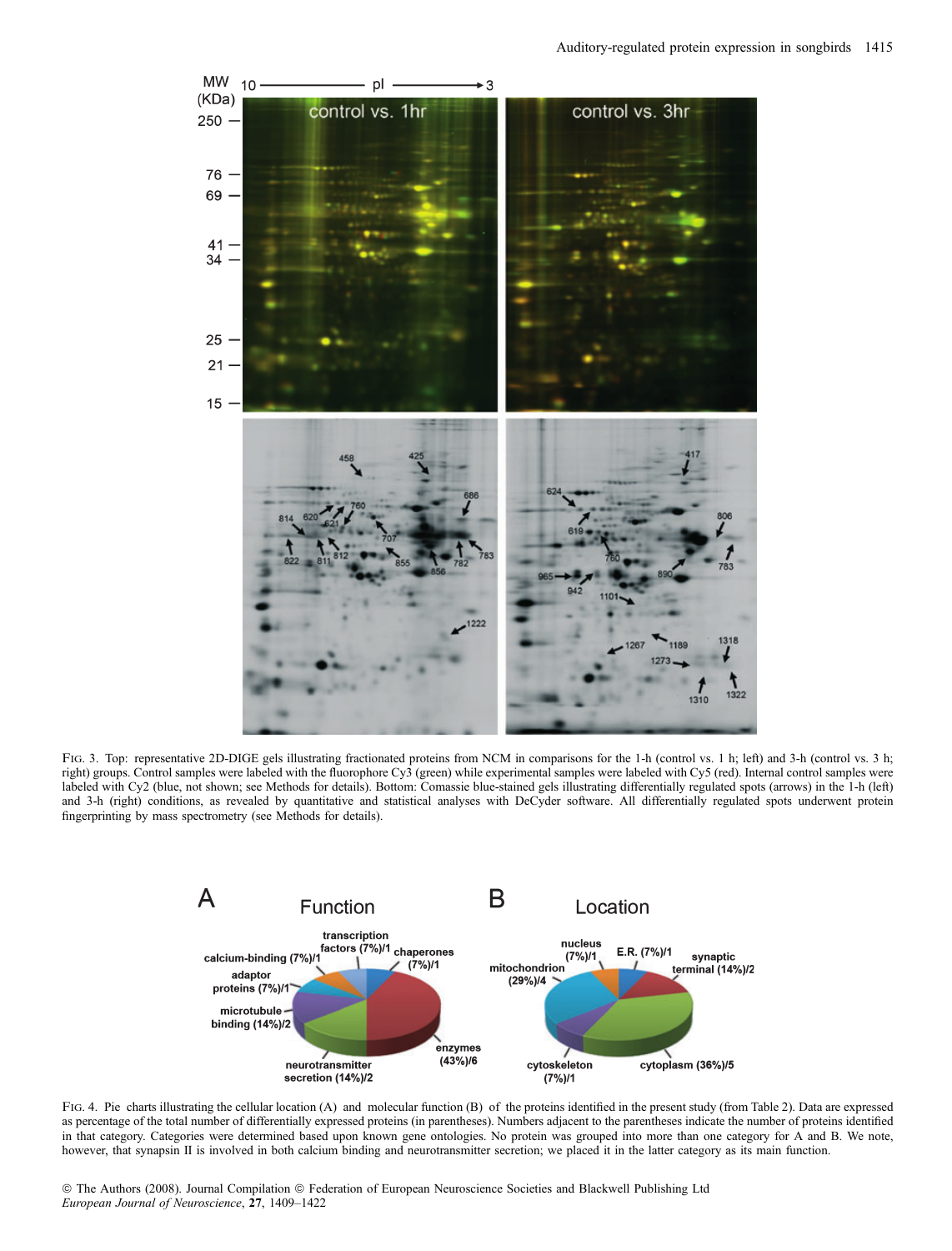Fig. 3. Top: representative 2D-DIGE gels illustrating fractionated proteins from NCM in comparisons for the 1-h (control vs. 1 h; left) and 3-h (control vs. 3 h; right) groups. Control samples were labeled with the fluorophore Cy3 (green) while experimental samples were labeled with Cy5 (red). Internal control samples were labeled with Cy2 (blue, not shown; see Methods for details). Bottom: Comassie blue-stained gels illustrating differentially regulated spots (arrows) in the 1-h (left) and 3-h (right) conditions, as revealed by quantitative and statistical analyses with DeCyder software. All differentially regulated spots underwent protein fingerprinting by mass spectrometry (see Methods for details).

Fig. 4. Pie charts illustrating the cellular location (A) and molecular function (B) of the proteins identified in the present study (from Table 2). Data are expressed as percentage of the total number of differentially expressed proteins (in parentheses). Numbers adjacent to the parentheses indicate the number of proteins identified in that category. Categories were determined based upon known gene ontologies. No protein was grouped into more than one category for A and B. We note, however, that synapsin II is involved in both calcium binding and neurotransmitter secretion; we placed it in the latter category as its main function.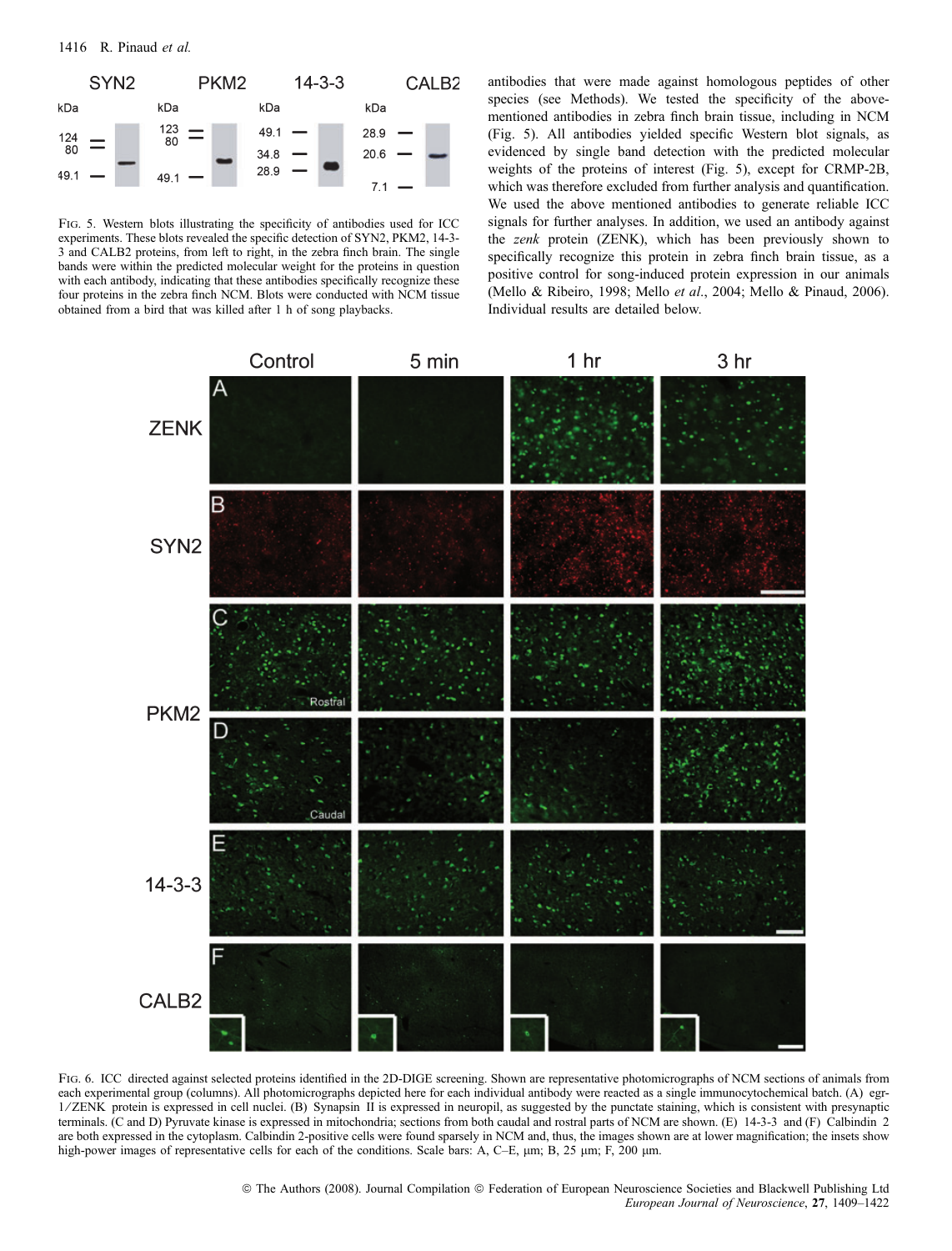FIG. 5. Western blots illustrating the specificity of antibodies used for ICC experiments. These blots revealed the specific detection of SYN2, PKM2, 14-3-3 and CALB2 proteins, from left to right, in the zebra finch brain. The single bands were within the predicted molecular weight for the proteins in question with each antibody, indicating that these antibodies specifically recognize these four proteins in the zebra finch NCM. Blots were conducted with NCM tissue obtained from a bird that was killed after 1 h of song playbacks.

antibodies that were made against homologous peptides of other species (see Methods). We tested the specificity of the above-mentioned antibodies in zebra finch brain tissue, including in NCM (Fig. 5). All antibodies yielded specific Western blot signals, as evidenced by single band detection with the predicted molecular weights of the proteins of interest (Fig. 5), except for CRMP-2B, which was therefore excluded from further analysis and quantification. We used the above mentioned antibodies to generate reliable ICC signals for further analyses. In addition, we used an antibody against the *zenk* protein (ZENK), which has been previously shown to specifically recognize this protein in zebra finch brain tissue, as a positive control for song-induced protein expression in our animals (Mello & Ribeiro, 1998; Mello *et al*., 2004; Mello & Pinaud, 2006). Individual results are detailed below.

FIG. 6. ICC directed against selected proteins identified in the 2D-DIGE screening. Shown are representative photomicrographs of NCM sections of animals from each experimental group (columns). All photomicrographs depicted here for each individual antibody were reacted as a single immunocytochemical batch. (A) egr-1 ⁄ ZENK protein is expressed in cell nuclei. (B) Synapsin II is expressed in neuropil, as suggested by the punctate staining, which is consistent with presynaptic terminals. (C and D) Pyruvate kinase is expressed in mitochondria; sections from both caudal and rostral parts of NCM are shown. (E) 14-3-3 and (F) Calbindin 2 are both expressed in the cytoplasm. Calbindin 2-positive cells were found sparsely in NCM and, thus, the images shown are at lower magnification; the insets show high-power images of representative cells for each of the conditions. Scale bars: A, C–E, μm; B, 25 μm; F, 200 μm.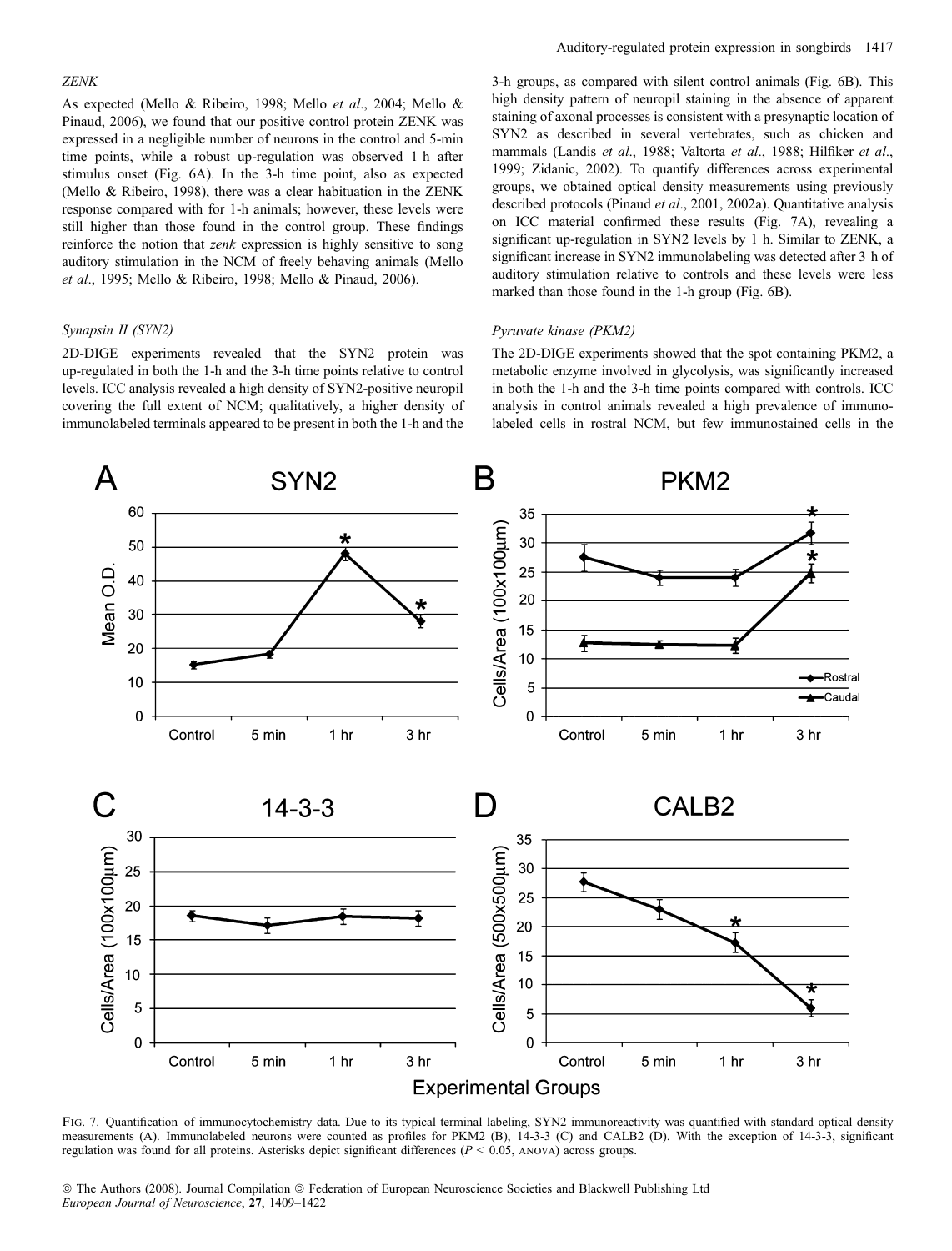### ZENK

As expected (Mello & Ribeiro, 1998; Mello *et al*., 2004; Mello & Pinaud, 2006), we found that our positive control protein ZENK was expressed in a negligible number of neurons in the control and 5-min time points, while a robust up-regulation was observed 1 h after stimulus onset (Fig. 6A). In the 3-h time point, also as expected (Mello & Ribeiro, 1998), there was a clear habituation in the ZENK response compared with for 1-h animals; however, these levels were still higher than those found in the control group. These findings reinforce the notion that *zenk* expression is highly sensitive to song auditory stimulation in the NCM of freely behaving animals (Mello *et al*., 1995; Mello & Ribeiro, 1998; Mello & Pinaud, 2006).

### Synapsin II (SYN2)

2D-DIGE experiments revealed that the SYN2 protein was up-regulated in both the 1-h and the 3-h time points relative to control levels. ICC analysis revealed a high density of SYN2-positive neuropil covering the full extent of NCM; qualitatively, a higher density of immunolabeled terminals appeared to be present in both the 1-h and the 3-h groups, as compared with silent control animals (Fig. 6B). This high density pattern of neuropil staining in the absence of apparent staining of axonal processes is consistent with a presynaptic location of SYN2 as described in several vertebrates, such as chicken and mammals (Landis *et al*., 1988; Valtorta *et al*., 1988; Hilfiker *et al*., 1999; Zidanic, 2002). To quantify differences across experimental groups, we obtained optical density measurements using previously described protocols (Pinaud *et al*., 2001, 2002a). Quantitative analysis on ICC material confirmed these results (Fig. 7A), revealing a significant up-regulation in SYN2 levels by 1 h. Similar to ZENK, a significant increase in SYN2 immunolabeling was detected after 3 h of auditory stimulation relative to controls and these levels were less marked than those found in the 1-h group (Fig. 6B).

### Pyruvate kinase (PKM2)

The 2D-DIGE experiments showed that the spot containing PKM2, a metabolic enzyme involved in glycolysis, was significantly increased in both the 1-h and the 3-h time points compared with controls. ICC analysis in control animals revealed a high prevalence of immunolabeled cells in rostral NCM, but few immunostained cells in the

FIG. 7. Quantification of immunocytochemistry data. Due to its typical terminal labeling, SYN2 immunoreactivity was quantified with standard optical density measurements (A). Immunolabeled neurons were counted as profiles for PKM2 (B), 14-3-3 (C) and CALB2 (D). With the exception of 14-3-3, significant regulation was found for all proteins. Asterisks depict significant differences ($P < 0.05$, ANOVA) across groups.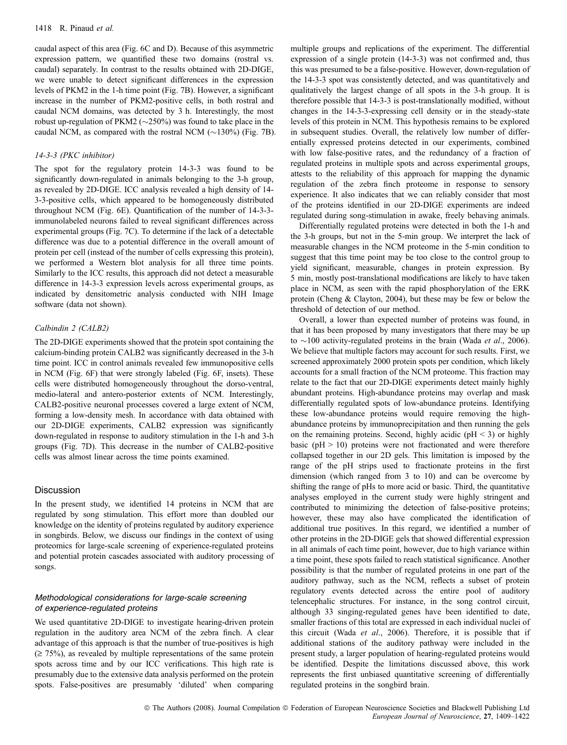caudal aspect of this area (Fig. 6C and D). Because of this asymmetric expression pattern, we quantified these two domains (rostral vs. caudal) separately. In contrast to the results obtained with 2D-DIGE, we were unable to detect significant differences in the expression levels of PKM2 in the 1-h time point (Fig. 7B). However, a significant increase in the number of PKM2-positive cells, in both rostral and caudal NCM domains, was detected by 3 h. Interestingly, the most robust up-regulation of PKM2 (~250%) was found to take place in the caudal NCM, as compared with the rostral NCM (~130%) (Fig. 7B).

#### *14-3-3 (PKC inhibitor)*

The spot for the regulatory protein 14-3-3 was found to be significantly down-regulated in animals belonging to the 3-h group, as revealed by 2D-DIGE. ICC analysis revealed a high density of 14-3-3-positive cells, which appeared to be homogeneously distributed throughout NCM (Fig. 6E). Quantification of the number of 14-3-3-immunolabeled neurons failed to reveal significant differences across experimental groups (Fig. 7C). To determine if the lack of a detectable difference was due to a potential difference in the overall amount of protein per cell (instead of the number of cells expressing this protein), we performed a Western blot analysis for all three time points. Similarly to the ICC results, this approach did not detect a measurable difference in 14-3-3 expression levels across experimental groups, as indicated by densitometric analysis conducted with NIH Image software (data not shown).

#### *Calbindin 2 (CALB2)*

The 2D-DIGE experiments showed that the protein spot containing the calcium-binding protein CALB2 was significantly decreased in the 3-h time point. ICC in control animals revealed few immunopositive cells in NCM (Fig. 6F) that were strongly labeled (Fig. 6F, insets). These cells were distributed homogeneously throughout the dorso-ventral, medio-lateral and antero-posterior extents of NCM. Interestingly, CALB2-positive neuronal processes covered a large extent of NCM, forming a low-density mesh. In accordance with data obtained with our 2D-DIGE experiments, CALB2 expression was significantly down-regulated in response to auditory stimulation in the 1-h and 3-h groups (Fig. 7D). This decrease in the number of CALB2-positive cells was almost linear across the time points examined.

## Discussion

In the present study, we identified 14 proteins in NCM that are regulated by song stimulation. This effort more than doubled our knowledge on the identity of proteins regulated by auditory experience in songbirds. Below, we discuss our findings in the context of using proteomics for large-scale screening of experience-regulated proteins and potential protein cascades associated with auditory processing of songs.

### *Methodological considerations for large-scale screening of experience-regulated proteins*

We used quantitative 2D-DIGE to investigate hearing-driven protein regulation in the auditory area NCM of the zebra finch. A clear advantage of this approach is that the number of true-positives is high (≥ 75%), as revealed by multiple representations of the same protein spots across time and by our ICC verifications. This high rate is presumably due to the extensive data analysis performed on the protein spots. False-positives are presumably 'diluted' when comparing multiple groups and replications of the experiment. The differential expression of a single protein (14-3-3) was not confirmed and, thus this was presumed to be a false-positive. However, down-regulation of the 14-3-3 spot was consistently detected, and was quantitatively and qualitatively the largest change of all spots in the 3-h group. It is therefore possible that 14-3-3 is post-translationally modified, without changes in the 14-3-3-expressing cell density or in the steady-state levels of this protein in NCM. This hypothesis remains to be explored in subsequent studies. Overall, the relatively low number of differentially expressed proteins detected in our experiments, combined with low false-positive rates, and the redundancy of a fraction of regulated proteins in multiple spots and across experimental groups, attests to the reliability of this approach for mapping the dynamic regulation of the zebra finch proteome in response to sensory experience. It also indicates that we can reliably consider that most of the proteins identified in our 2D-DIGE experiments are indeed regulated during song-stimulation in awake, freely behaving animals.

Differentially regulated proteins were detected in both the 1-h and the 3-h groups, but not in the 5-min group. We interpret the lack of measurable changes in the NCM proteome in the 5-min condition to suggest that this time point may be too close to the control group to yield significant, measurable, changes in protein expression. By 5 min, mostly post-translational modifications are likely to have taken place in NCM, as seen with the rapid phosphorylation of the ERK protein (Cheng & Clayton, 2004), but these may be few or below the threshold of detection of our method.

Overall, a lower than expected number of proteins was found, in that it has been proposed by many investigators that there may be up to ~100 activity-regulated proteins in the brain (Wada *et al*., 2006). We believe that multiple factors may account for such results. First, we screened approximately 2000 protein spots per condition, which likely accounts for a small fraction of the NCM proteome. This fraction may relate to the fact that our 2D-DIGE experiments detect mainly highly abundant proteins. High-abundance proteins may overlap and mask differentially regulated spots of low-abundance proteins. Identifying these low-abundance proteins would require removing the high-abundance proteins by immunoprecipitation and then running the gels on the remaining proteins. Second, highly acidic (pH < 3) or highly basic (pH > 10) proteins were not fractionated and were therefore collapsed together in our 2D gels. This limitation is imposed by the range of the pH strips used to fractionate proteins in the first dimension (which ranged from 3 to 10) and can be overcome by shifting the range of pHs to more acid or basic. Third, the quantitative analyses employed in the current study were highly stringent and contributed to minimizing the detection of false-positive proteins; however, these may also have complicated the identification of additional true positives. In this regard, we identified a number of other proteins in the 2D-DIGE gels that showed differential expression in all animals of each time point, however, due to high variance within a time point, these spots failed to reach statistical significance. Another possibility is that the number of regulated proteins in one part of the auditory pathway, such as the NCM, reflects a subset of protein regulatory events detected across the entire pool of auditory telencephalic structures. For instance, in the song control circuit, although 33 singing-regulated genes have been identified to date, smaller fractions of this total are expressed in each individual nuclei of this circuit (Wada *et al*., 2006). Therefore, it is possible that if additional stations of the auditory pathway were included in the present study, a larger population of hearing-regulated proteins would be identified. Despite the limitations discussed above, this work represents the first unbiased quantitative screening of differentially regulated proteins in the songbird brain.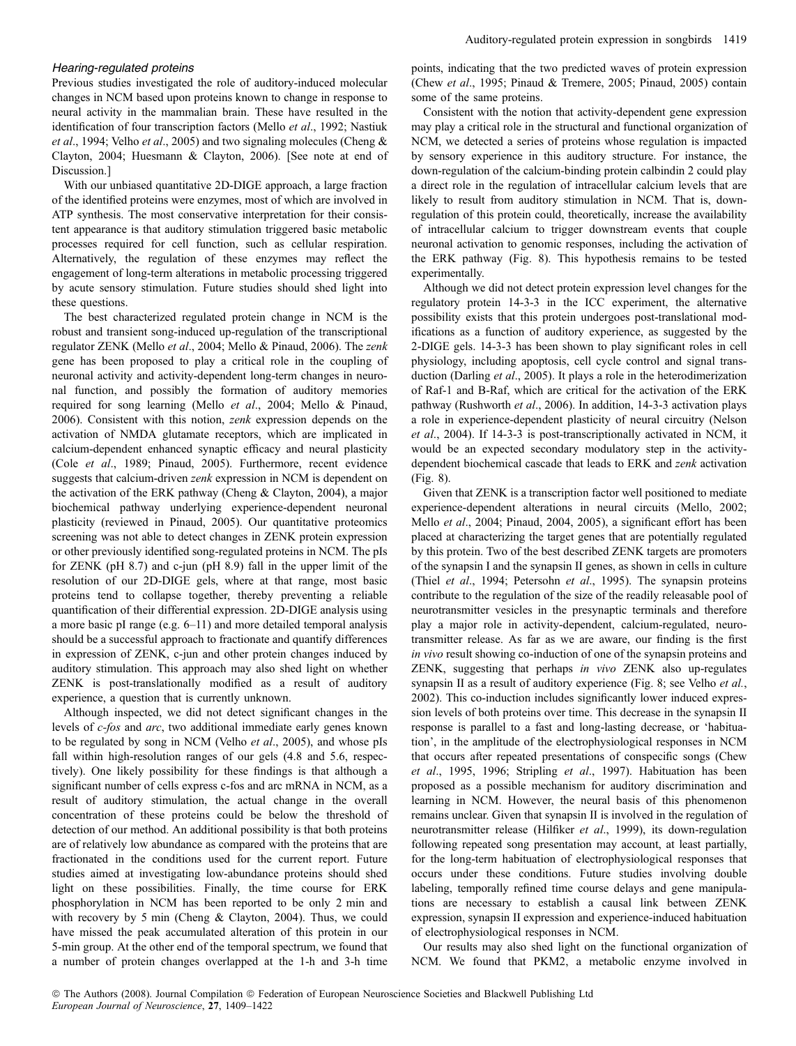### *Hearing-regulated proteins*

Previous studies investigated the role of auditory-induced molecular changes in NCM based upon proteins known to change in response to neural activity in the mammalian brain. These have resulted in the identification of four transcription factors (Mello *et al*., 1992; Nastiuk *et al*., 1994; Velho *et al*., 2005) and two signaling molecules (Cheng & Clayton, 2004; Huesmann & Clayton, 2006). [See note at end of Discussion.]

With our unbiased quantitative 2D-DIGE approach, a large fraction of the identified proteins were enzymes, most of which are involved in ATP synthesis. The most conservative interpretation for their consistent appearance is that auditory stimulation triggered basic metabolic processes required for cell function, such as cellular respiration. Alternatively, the regulation of these enzymes may reflect the engagement of long-term alterations in metabolic processing triggered by acute sensory stimulation. Future studies should shed light into these questions.

The best characterized regulated protein change in NCM is the robust and transient song-induced up-regulation of the transcriptional regulator ZENK (Mello *et al*., 2004; Mello & Pinaud, 2006). The *zenk* gene has been proposed to play a critical role in the coupling of neuronal activity and activity-dependent long-term changes in neuronal function, and possibly the formation of auditory memories required for song learning (Mello *et al*., 2004; Mello & Pinaud, 2006). Consistent with this notion, *zenk* expression depends on the activation of NMDA glutamate receptors, which are implicated in calcium-dependent enhanced synaptic efficacy and neural plasticity (Cole *et al*., 1989; Pinaud, 2005). Furthermore, recent evidence suggests that calcium-driven *zenk* expression in NCM is dependent on the activation of the ERK pathway (Cheng & Clayton, 2004), a major biochemical pathway underlying experience-dependent neuronal plasticity (reviewed in Pinaud, 2005). Our quantitative proteomics screening was not able to detect changes in ZENK protein expression or other previously identified song-regulated proteins in NCM. The pIs for ZENK (pH 8.7) and c-jun (pH 8.9) fall in the upper limit of the resolution of our 2D-DIGE gels, where at that range, most basic proteins tend to collapse together, thereby preventing a reliable quantification of their differential expression. 2D-DIGE analysis using a more basic pI range (e.g. 6–11) and more detailed temporal analysis should be a successful approach to fractionate and quantify differences in expression of ZENK, c-jun and other protein changes induced by auditory stimulation. This approach may also shed light on whether ZENK is post-translationally modified as a result of auditory experience, a question that is currently unknown.

Although inspected, we did not detect significant changes in the levels of *c-fos* and *arc*, two additional immediate early genes known to be regulated by song in NCM (Velho *et al*., 2005), and whose pIs fall within high-resolution ranges of our gels (4.8 and 5.6, respectively). One likely possibility for these findings is that although a significant number of cells express c-fos and arc mRNA in NCM, as a result of auditory stimulation, the actual change in the overall concentration of these proteins could be below the threshold of detection of our method. An additional possibility is that both proteins are of relatively low abundance as compared with the proteins that are fractionated in the conditions used for the current report. Future studies aimed at investigating low-abundance proteins should shed light on these possibilities. Finally, the time course for ERK phosphorylation in NCM has been reported to be only 2 min and with recovery by 5 min (Cheng & Clayton, 2004). Thus, we could have missed the peak accumulated alteration of this protein in our 5-min group. At the other end of the temporal spectrum, we found that a number of protein changes overlapped at the 1-h and 3-h time points, indicating that the two predicted waves of protein expression (Chew *et al*., 1995; Pinaud & Tremere, 2005; Pinaud, 2005) contain some of the same proteins.

Consistent with the notion that activity-dependent gene expression may play a critical role in the structural and functional organization of NCM, we detected a series of proteins whose regulation is impacted by sensory experience in this auditory structure. For instance, the down-regulation of the calcium-binding protein calbindin 2 could play a direct role in the regulation of intracellular calcium levels that are likely to result from auditory stimulation in NCM. That is, down-regulation of this protein could, theoretically, increase the availability of intracellular calcium to trigger downstream events that couple neuronal activation to genomic responses, including the activation of the ERK pathway (Fig. 8). This hypothesis remains to be tested experimentally.

Although we did not detect protein expression level changes for the regulatory protein 14-3-3 in the ICC experiment, the alternative possibility exists that this protein undergoes post-translational modifications as a function of auditory experience, as suggested by the 2-DIGE gels. 14-3-3 has been shown to play significant roles in cell physiology, including apoptosis, cell cycle control and signal transduction (Darling *et al*., 2005). It plays a role in the heterodimerization of Raf-1 and B-Raf, which are critical for the activation of the ERK pathway (Rushworth *et al*., 2006). In addition, 14-3-3 activation plays a role in experience-dependent plasticity of neural circuitry (Nelson *et al*., 2004). If 14-3-3 is post-transcriptionally activated in NCM, it would be an expected secondary modulatory step in the activity-dependent biochemical cascade that leads to ERK and *zenk* activation (Fig. 8).

Given that ZENK is a transcription factor well positioned to mediate experience-dependent alterations in neural circuits (Mello, 2002; Mello *et al*., 2004; Pinaud, 2004, 2005), a significant effort has been placed at characterizing the target genes that are potentially regulated by this protein. Two of the best described ZENK targets are promoters of the synapsin I and the synapsin II genes, as shown in cells in culture (Thiel *et al*., 1994; Petersohn *et al*., 1995). The synapsin proteins contribute to the regulation of the size of the readily releasable pool of neurotransmitter vesicles in the presynaptic terminals and therefore play a major role in activity-dependent, calcium-regulated, neurotransmitter release. As far as we are aware, our finding is the first *in vivo* result showing co-induction of one of the synapsin proteins and ZENK, suggesting that perhaps *in vivo* ZENK also up-regulates synapsin II as a result of auditory experience (Fig. 8; see Velho *et al.*, 2002). This co-induction includes significantly lower induced expression levels of both proteins over time. This decrease in the synapsin II response is parallel to a fast and long-lasting decrease, or 'habituation', in the amplitude of the electrophysiological responses in NCM that occurs after repeated presentations of conspecific songs (Chew *et al*., 1995, 1996; Stripling *et al*., 1997). Habituation has been proposed as a possible mechanism for auditory discrimination and learning in NCM. However, the neural basis of this phenomenon remains unclear. Given that synapsin II is involved in the regulation of neurotransmitter release (Hilfiker *et al*., 1999), its down-regulation following repeated song presentation may account, at least partially, for the long-term habituation of electrophysiological responses that occurs under these conditions. Future studies involving double labeling, temporally refined time course delays and gene manipulations are necessary to establish a causal link between ZENK expression, synapsin II expression and experience-induced habituation of electrophysiological responses in NCM.

Our results may also shed light on the functional organization of NCM. We found that PKM2, a metabolic enzyme involved in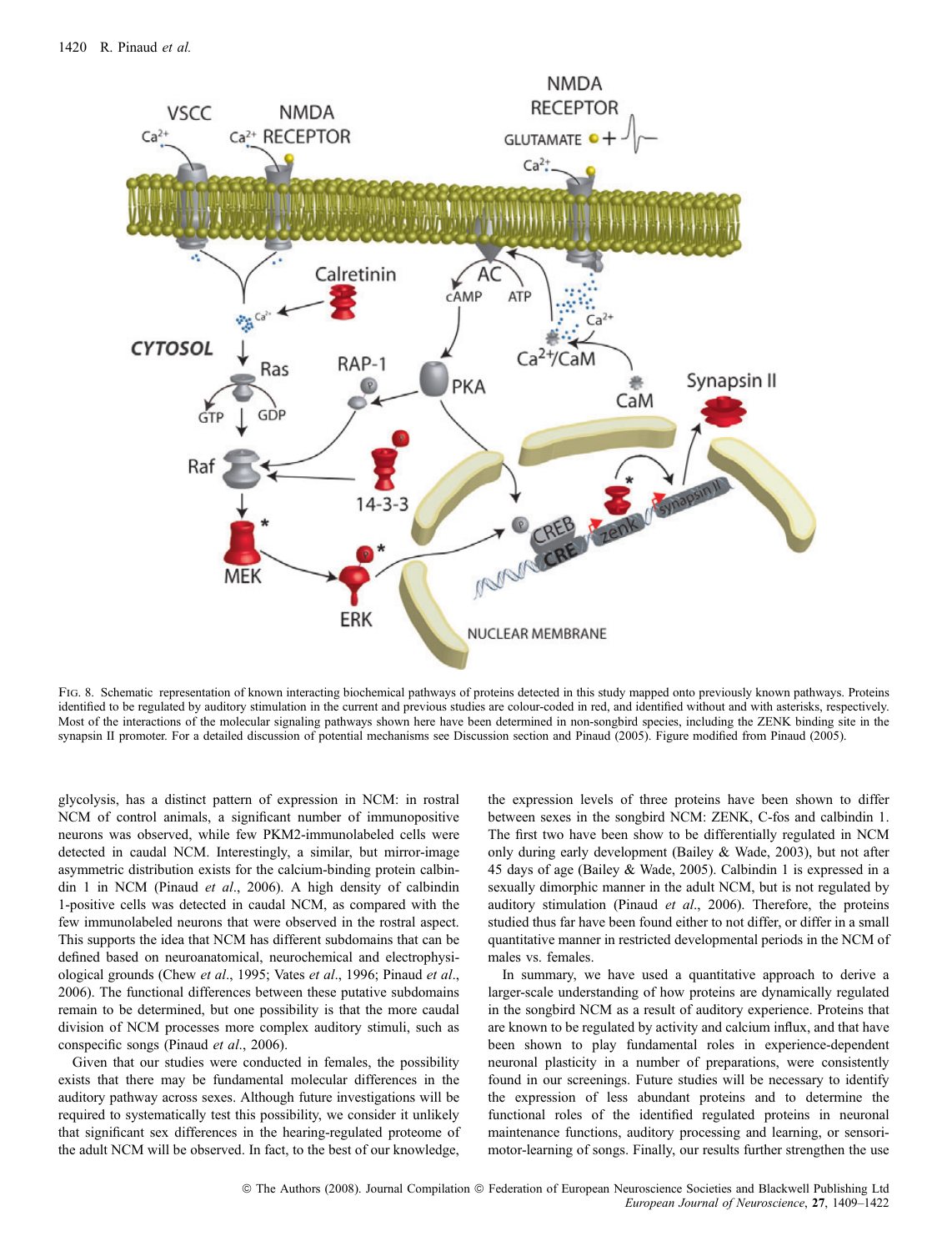Fig. 8. Schematic representation of known interacting biochemical pathways of proteins detected in this study mapped onto previously known pathways. Proteins identified to be regulated by auditory stimulation in the current and previous studies are colour-coded in red, and identified without and with asterisks, respectively. Most of the interactions of the molecular signaling pathways shown here have been determined in non-songbird species, including the ZENK binding site in the synapsin II promoter. For a detailed discussion of potential mechanisms see Discussion section and Pinaud (2005). Figure modified from Pinaud (2005).

glycolysis, has a distinct pattern of expression in NCM: in rostral NCM of control animals, a significant number of immunopositive neurons was observed, while few PKM2-immunolabeled cells were detected in caudal NCM. Interestingly, a similar, but mirror-image asymmetric distribution exists for the calcium-binding protein calbindin 1 in NCM (Pinaud *et al*., 2006). A high density of calbindin 1-positive cells was detected in caudal NCM, as compared with the few immunolabeled neurons that were observed in the rostral aspect. This supports the idea that NCM has different subdomains that can be defined based on neuroanatomical, neurochemical and electrophysiological grounds (Chew *et al*., 1995; Vates *et al*., 1996; Pinaud *et al*., 2006). The functional differences between these putative subdomains remain to be determined, but one possibility is that the more caudal division of NCM processes more complex auditory stimuli, such as conspecific songs (Pinaud *et al*., 2006).

Given that our studies were conducted in females, the possibility exists that there may be fundamental molecular differences in the auditory pathway across sexes. Although future investigations will be required to systematically test this possibility, we consider it unlikely that significant sex differences in the hearing-regulated proteome of the adult NCM will be observed. In fact, to the best of our knowledge, the expression levels of three proteins have been shown to differ between sexes in the songbird NCM: ZENK, C-fos and calbindin 1. The first two have been show to be differentially regulated in NCM only during early development (Bailey & Wade, 2003), but not after 45 days of age (Bailey & Wade, 2005). Calbindin 1 is expressed in a sexually dimorphic manner in the adult NCM, but is not regulated by auditory stimulation (Pinaud *et al*., 2006). Therefore, the proteins studied thus far have been found either to not differ, or differ in a small quantitative manner in restricted developmental periods in the NCM of males vs. females.

In summary, we have used a quantitative approach to derive a larger-scale understanding of how proteins are dynamically regulated in the songbird NCM as a result of auditory experience. Proteins that are known to be regulated by activity and calcium influx, and that have been shown to play fundamental roles in experience-dependent neuronal plasticity in a number of preparations, were consistently found in our screenings. Future studies will be necessary to identify the expression of less abundant proteins and to determine the functional roles of the identified regulated proteins in neuronal maintenance functions, auditory processing and learning, or sensorimotor-learning of songs. Finally, our results further strengthen the use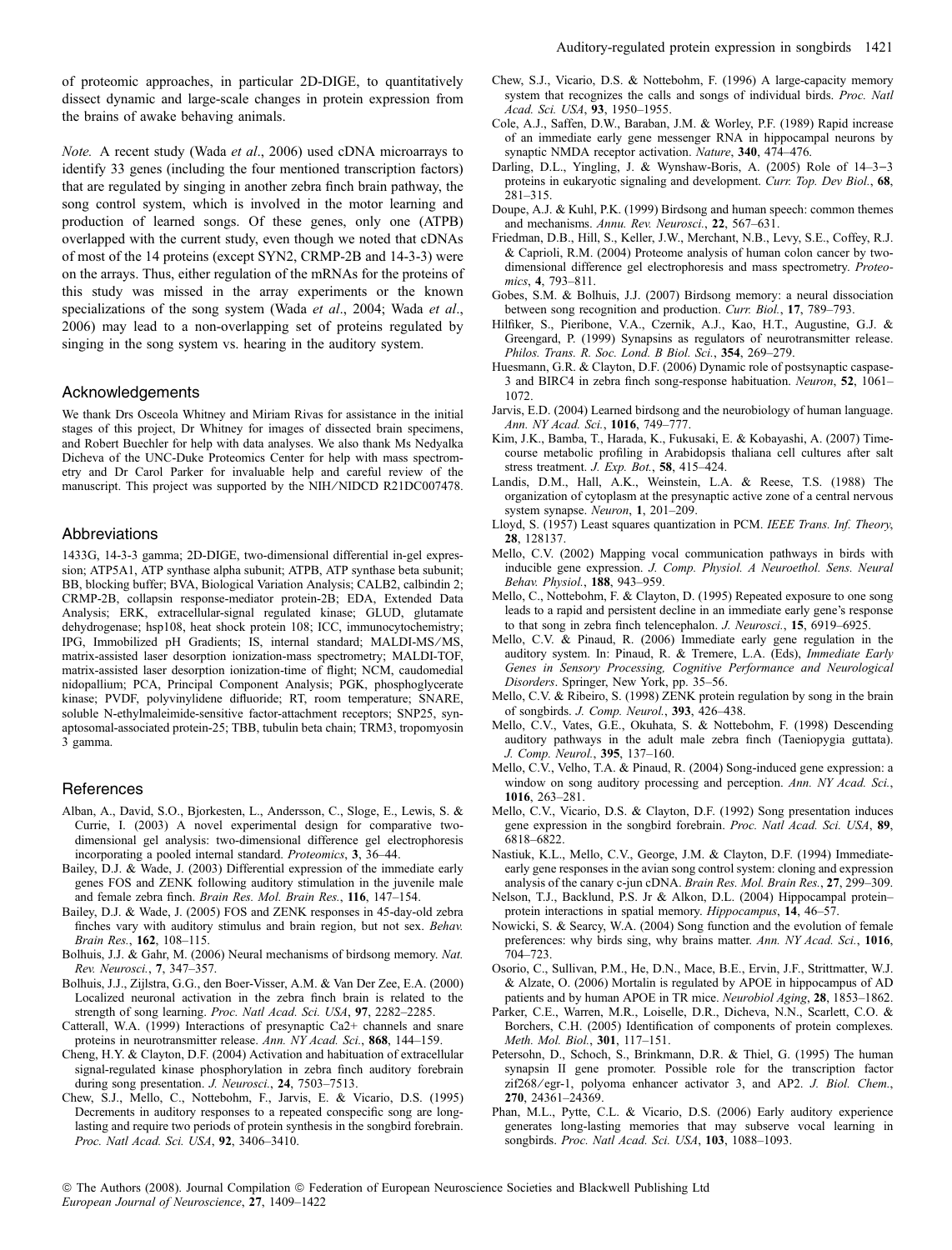of proteomic approaches, in particular 2D-DIGE, to quantitatively dissect dynamic and large-scale changes in protein expression from the brains of awake behaving animals.

*Note.* A recent study (Wada *et al*., 2006) used cDNA microarrays to identify 33 genes (including the four mentioned transcription factors) that are regulated by singing in another zebra finch brain pathway, the song control system, which is involved in the motor learning and production of learned songs. Of these genes, only one (ATPB) overlapped with the current study, even though we noted that cDNAs of most of the 14 proteins (except SYN2, CRMP-2B and 14-3-3) were on the arrays. Thus, either regulation of the mRNAs for the proteins of this study was missed in the array experiments or the known specializations of the song system (Wada *et al*., 2004; Wada *et al*., 2006) may lead to a non-overlapping set of proteins regulated by singing in the song system vs. hearing in the auditory system.

## Acknowledgements

We thank Drs Osceola Whitney and Miriam Rivas for assistance in the initial stages of this project, Dr Whitney for images of dissected brain specimens, and Robert Buechler for help with data analyses. We also thank Ms Nedyalka Dicheva of the UNC-Duke Proteomics Center for help with mass spectrometry and Dr Carol Parker for invaluable help and careful review of the manuscript. This project was supported by the NIH/NIDCD R21DC007478.

## Abbreviations

1433G, 14-3-3 gamma; 2D-DIGE, two-dimensional differential in-gel expression; ATP5A1, ATP synthase alpha subunit; ATPB, ATP synthase beta subunit; BB, blocking buffer; BVA, Biological Variation Analysis; CALB2, calbindin 2; CRMP-2B, collapsin response-mediator protein-2B; EDA, Extended Data Analysis; ERK, extracellular-signal regulated kinase; GLUD, glutamate dehydrogenase; hsp108, heat shock protein 108; ICC, immunocytochemistry; IPG, Immobilized pH Gradients; IS, internal standard; MALDI-MS/MS, matrix-assisted laser desorption ionization-mass spectrometry; MALDI-TOF, matrix-assisted laser desorption ionization-time of flight; NCM, caudomedial nidopallium; PCA, Principal Component Analysis; PGK, phosphoglycerate kinase; PVDF, polyvinylidene difluoride; RT, room temperature; SNARE, soluble N-ethylmaleimide-sensitive factor-attachment receptors; SNP25, synaptosomal-associated protein-25; TBB, tubulin beta chain; TRM3, tropomyosin 3 gamma.

## References

Alban, A., David, S.O., Bjorkesten, L., Andersson, C., Sloge, E., Lewis, S. & Currie, I. (2003) A novel experimental design for comparative two-dimensional gel analysis: two-dimensional difference gel electrophoresis incorporating a pooled internal standard. *Proteomics*, **3**, 36–44.

Bailey, D.J. & Wade, J. (2003) Differential expression of the immediate early genes FOS and ZENK following auditory stimulation in the juvenile male and female zebra finch. *Brain Res. Mol. Brain Res.*, **116**, 147–154.

Bailey, D.J. & Wade, J. (2005) FOS and ZENK responses in 45-day-old zebra finches vary with auditory stimulus and brain region, but not sex. *Behav. Brain Res.*, **162**, 108–115.

Bolhuis, J.J. & Gahr, M. (2006) Neural mechanisms of birdsong memory. *Nat. Rev. Neurosci.*, **7**, 347–357.

Bolhuis, J.J., Zijlstra, G.G., den Boer-Visser, A.M. & Van Der Zee, E.A. (2000) Localized neuronal activation in the zebra finch brain is related to the strength of song learning. *Proc. Natl Acad. Sci. USA*, **97**, 2282–2285.

Catterall, W.A. (1999) Interactions of presynaptic Ca2+ channels and snare proteins in neurotransmitter release. *Ann. NY Acad. Sci.*, **868**, 144–159.

Cheng, H.Y. & Clayton, D.F. (2004) Activation and habituation of extracellular signal-regulated kinase phosphorylation in zebra finch auditory forebrain during song presentation. *J. Neurosci.*, **24**, 7503–7513.

Chew, S.J., Mello, C., Nottebohm, F., Jarvis, E. & Vicario, D.S. (1995) Decrements in auditory responses to a repeated conspecific song are long-lasting and require two periods of protein synthesis in the songbird forebrain. *Proc. Natl Acad. Sci. USA*, **92**, 3406–3410.

Chew, S.J., Vicario, D.S. & Nottebohm, F. (1996) A large-capacity memory system that recognizes the calls and songs of individual birds. *Proc. Natl Acad. Sci. USA*, **93**, 1950–1955.

Cole, A.J., Saffen, D.W., Baraban, J.M. & Worley, P.F. (1989) Rapid increase of an immediate early gene messenger RNA in hippocampal neurons by synaptic NMDA receptor activation. *Nature*, **340**, 474–476.

Darling, D.L., Yingling, J. & Wynshaw-Boris, A. (2005) Role of 14–3–3 proteins in eukaryotic signaling and development. *Curr. Top. Dev Biol.*, **68**, 281–315.

Doupe, A.J. & Kuhl, P.K. (1999) Birdsong and human speech: common themes and mechanisms. *Annu. Rev. Neurosci.*, **22**, 567–631.

Friedman, D.B., Hill, S., Keller, J.W., Merchant, N.B., Levy, S.E., Coffey, R.J. & Caprioli, R.M. (2004) Proteome analysis of human colon cancer by two-dimensional difference gel electrophoresis and mass spectrometry. *Proteomics*, **4**, 793–811.

Gobes, S.M. & Bolhuis, J.J. (2007) Birdsong memory: a neural dissociation between song recognition and production. *Curr. Biol.*, **17**, 789–793.

Hilfiker, S., Pieribone, V.A., Czernik, A.J., Kao, H.T., Augustine, G.J. & Greengard, P. (1999) Synapsins as regulators of neurotransmitter release. *Philos. Trans. R. Soc. Lond. B Biol. Sci.*, **354**, 269–279.

Huesmann, G.R. & Clayton, D.F. (2006) Dynamic role of postsynaptic caspase-3 and BIRC4 in zebra finch song-response habituation. *Neuron*, **52**, 1061–1072.

Jarvis, E.D. (2004) Learned birdsong and the neurobiology of human language. *Ann. NY Acad. Sci.*, **1016**, 749–777.

Kim, J.K., Bamba, T., Harada, K., Fukusaki, E. & Kobayashi, A. (2007) Time-course metabolic profiling in Arabidopsis thaliana cell cultures after salt stress treatment. *J. Exp. Bot.*, **58**, 415–424.

Landis, D.M., Hall, A.K., Weinstein, L.A. & Reese, T.S. (1988) The organization of cytoplasm at the presynaptic active zone of a central nervous system synapse. *Neuron*, **1**, 201–209.

Lloyd, S. (1957) Least squares quantization in PCM. *IEEE Trans. Inf. Theory*, **28**, 128137.

Mello, C.V. (2002) Mapping vocal communication pathways in birds with inducible gene expression. *J. Comp. Physiol. A Neuroethol. Sens. Neural Behav. Physiol.*, **188**, 943–959.

Mello, C., Nottebohm, F. & Clayton, D. (1995) Repeated exposure to one song leads to a rapid and persistent decline in an immediate early gene's response to that song in zebra finch telencephalon. *J. Neurosci.*, **15**, 6919–6925.

Mello, C.V. & Pinaud, R. (2006) Immediate early gene regulation in the auditory system. In: Pinaud, R. & Tremere, L.A. (Eds), *Immediate Early Genes in Sensory Processing, Cognitive Performance and Neurological Disorders*. Springer, New York, pp. 35–56.

Mello, C.V. & Ribeiro, S. (1998) ZENK protein regulation by song in the brain of songbirds. *J. Comp. Neurol.*, **393**, 426–438.

Mello, C.V., Vates, G.E., Okuhata, S. & Nottebohm, F. (1998) Descending auditory pathways in the adult male zebra finch (Taeniopygia guttata). *J. Comp. Neurol.*, **395**, 137–160.

Mello, C.V., Velho, T.A. & Pinaud, R. (2004) Song-induced gene expression: a window on song auditory processing and perception. *Ann. NY Acad. Sci.*, **1016**, 263–281.

Mello, C.V., Vicario, D.S. & Clayton, D.F. (1992) Song presentation induces gene expression in the songbird forebrain. *Proc. Natl Acad. Sci. USA*, **89**, 6818–6822.

Nastiuk, K.L., Mello, C.V., George, J.M. & Clayton, D.F. (1994) Immediate-early gene responses in the avian song control system: cloning and expression analysis of the canary c-jun cDNA. *Brain Res. Mol. Brain Res.*, **27**, 299–309.

Nelson, T.J., Backlund, P.S. Jr & Alkon, D.L. (2004) Hippocampal protein–protein interactions in spatial memory. *Hippocampus*, **14**, 46–57.

Nowicki, S. & Searcy, W.A. (2004) Song function and the evolution of female preferences: why birds sing, why brains matter. *Ann. NY Acad. Sci.*, **1016**, 704–723.

Osorio, C., Sullivan, P.M., He, D.N., Mace, B.E., Ervin, J.F., Strittmatter, W.J. & Alzate, O. (2006) Mortalin is regulated by APOE in hippocampus of AD patients and by human APOE in TR mice. *Neurobiol Aging*, **28**, 1853–1862.

Parker, C.E., Warren, M.R., Loiselle, D.R., Dicheva, N.N., Scarlett, C.O. & Borchers, C.H. (2005) Identification of components of protein complexes. *Meth. Mol. Biol.*, **301**, 117–151.

Petersohn, D., Schoch, S., Brinkmann, D.R. & Thiel, G. (1995) The human synapsin II gene promoter. Possible role for the transcription factor zif268/egr-1, polyoma enhancer activator 3, and AP2. *J. Biol. Chem.*, **270**, 24361–24369.

Phan, M.L., Pytte, C.L. & Vicario, D.S. (2006) Early auditory experience generates long-lasting memories that may subserve vocal learning in songbirds. *Proc. Natl Acad. Sci. USA*, **103**, 1088–1093.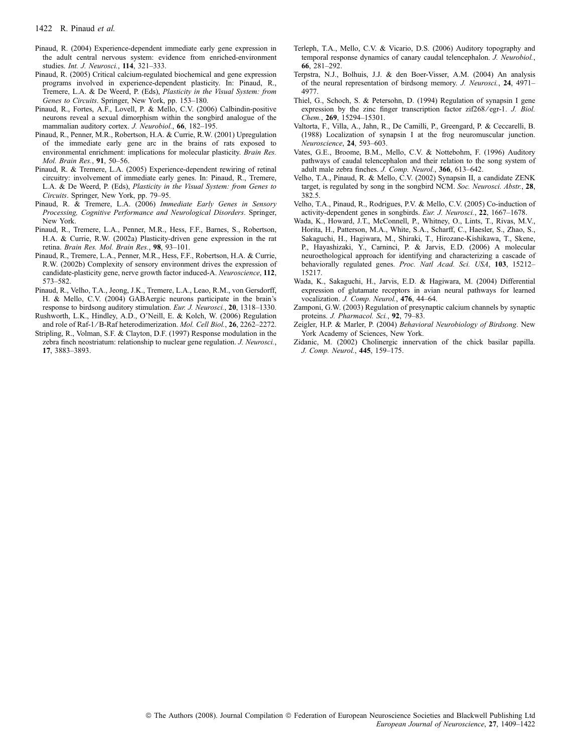Pinaud, R. (2004) Experience-dependent immediate early gene expression in the adult central nervous system: evidence from enriched-environment studies. *Int. J. Neurosci.*, **114**, 321–333.

Pinaud, R. (2005) Critical calcium-regulated biochemical and gene expression programs involved in experience-dependent plasticity. In: Pinaud, R., Tremere, L.A. & De Weerd, P. (Eds), *Plasticity in the Visual System: from Genes to Circuits*. Springer, New York, pp. 153–180.

Pinaud, R., Fortes, A.F., Lovell, P. & Mello, C.V. (2006) Calbindin-positive neurons reveal a sexual dimorphism within the songbird analogue of the mammalian auditory cortex. *J. Neurobiol.*, **66**, 182–195.

Pinaud, R., Penner, M.R., Robertson, H.A. & Currie, R.W. (2001) Upregulation of the immediate early gene arc in the brains of rats exposed to environmental enrichment: implications for molecular plasticity. *Brain Res. Mol. Brain Res.*, **91**, 50–56.

Pinaud, R. & Tremere, L.A. (2005) Experience-dependent rewiring of retinal circuitry: involvement of immediate early genes. In: Pinaud, R., Tremere, L.A. & De Weerd, P. (Eds), *Plasticity in the Visual System: from Genes to Circuits*. Springer, New York, pp. 79–95.

Pinaud, R. & Tremere, L.A. (2006) *Immediate Early Genes in Sensory Processing, Cognitive Performance and Neurological Disorders*. Springer, New York.

Pinaud, R., Tremere, L.A., Penner, M.R., Hess, F.F., Barnes, S., Robertson, H.A. & Currie, R.W. (2002a) Plasticity-driven gene expression in the rat retina. *Brain Res. Mol. Brain Res.*, **98**, 93–101.

Pinaud, R., Tremere, L.A., Penner, M.R., Hess, F.F., Robertson, H.A. & Currie, R.W. (2002b) Complexity of sensory environment drives the expression of candidate-plasticity gene, nerve growth factor induced-A. *Neuroscience*, **112**, 573–582.

Pinaud, R., Velho, T.A., Jeong, J.K., Tremere, L.A., Leao, R.M., von Gersdorff, H. & Mello, C.V. (2004) GABAergic neurons participate in the brain's response to birdsong auditory stimulation. *Eur. J. Neurosci.*, **20**, 1318–1330.

Rushworth, L.K., Hindley, A.D., O'Neill, E. & Kolch, W. (2006) Regulation and role of Raf-1/B-Raf heterodimerization. *Mol. Cell Biol.*, **26**, 2262–2272.

Stripling, R., Volman, S.F. & Clayton, D.F. (1997) Response modulation in the zebra finch neostriatum: relationship to nuclear gene regulation. *J. Neurosci.*, **17**, 3883–3893.

Terleph, T.A., Mello, C.V. & Vicario, D.S. (2006) Auditory topography and temporal response dynamics of canary caudal telencephalon. *J. Neurobiol.*, **66**, 281–292.

Terpstra, N.J., Bolhuis, J.J. & den Boer-Visser, A.M. (2004) An analysis of the neural representation of birdsong memory. *J. Neurosci.*, **24**, 4971–4977.

Thiel, G., Schoch, S. & Petersohn, D. (1994) Regulation of synapsin I gene expression by the zinc finger transcription factor zif268/egr-1. *J. Biol. Chem.*, **269**, 15294–15301.

Valtorta, F., Villa, A., Jahn, R., De Camilli, P., Greengard, P. & Ceccarelli, B. (1988) Localization of synapsin I at the frog neuromuscular junction. *Neuroscience*, **24**, 593–603.

Vates, G.E., Broome, B.M., Mello, C.V. & Nottebohm, F. (1996) Auditory pathways of caudal telencephalon and their relation to the song system of adult male zebra finches. *J. Comp. Neurol.*, **366**, 613–642.

Velho, T.A., Pinaud, R. & Mello, C.V. (2002) Synapsin II, a candidate ZENK target, is regulated by song in the songbird NCM. *Soc. Neurosci. Abstr.*, **28**, 382.5.

Velho, T.A., Pinaud, R., Rodrigues, P.V. & Mello, C.V. (2005) Co-induction of activity-dependent genes in songbirds. *Eur. J. Neurosci.*, **22**, 1667–1678.

Wada, K., Howard, J.T., McConnell, P., Whitney, O., Lints, T., Rivas, M.V., Horita, H., Patterson, M.A., White, S.A., Scharff, C., Haesler, S., Zhao, S., Sakaguchi, H., Hagiwara, M., Shiraki, T., Hirozane-Kishikawa, T., Skene, P., Hayashizaki, Y., Carninci, P. & Jarvis, E.D. (2006) A molecular neuroethological approach for identifying and characterizing a cascade of behaviorally regulated genes. *Proc. Natl Acad. Sci. USA*, **103**, 15212–15217.

Wada, K., Sakaguchi, H., Jarvis, E.D. & Hagiwara, M. (2004) Differential expression of glutamate receptors in avian neural pathways for learned vocalization. *J. Comp. Neurol.*, **476**, 44–64.

Zamponi, G.W. (2003) Regulation of presynaptic calcium channels by synaptic proteins. *J. Pharmacol. Sci.*, **92**, 79–83.

Zeigler, H.P. & Marler, P. (2004) *Behavioral Neurobiology of Birdsong*. New York Academy of Sciences, New York.

Zidanic, M. (2002) Cholinergic innervation of the chick basilar papilla. *J. Comp. Neurol.*, **445**, 159–175.